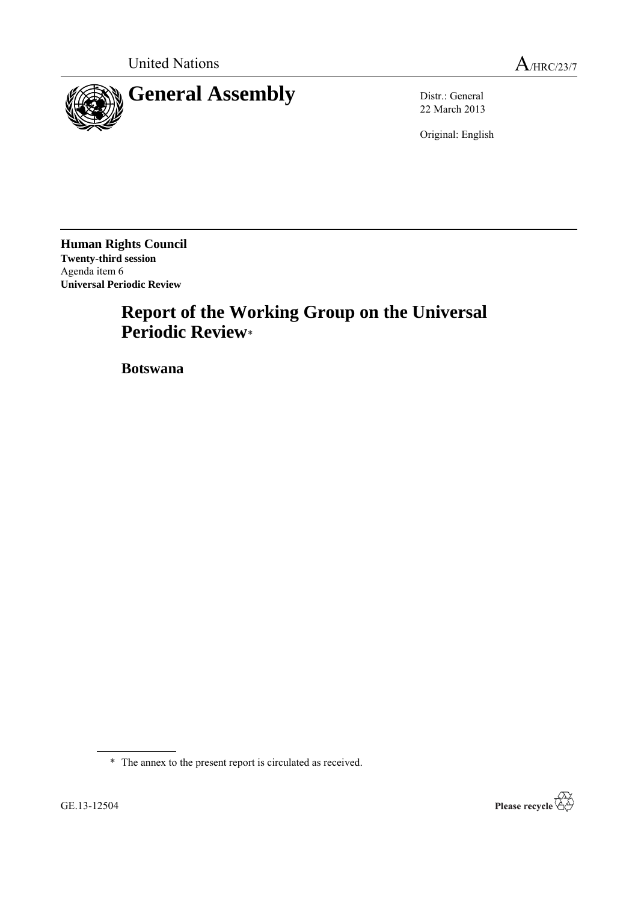United Nations A/HRC/23/7

# General Assembly

Distr.: General
22 March 2013

Original: English

**Human Rights Council**
**Twenty-third session**
Agenda item 6
**Universal Periodic Review**

# Report of the Working Group on the Universal Periodic Review*

## Botswana

\* The annex to the present report is circulated as received.

GE.13-12504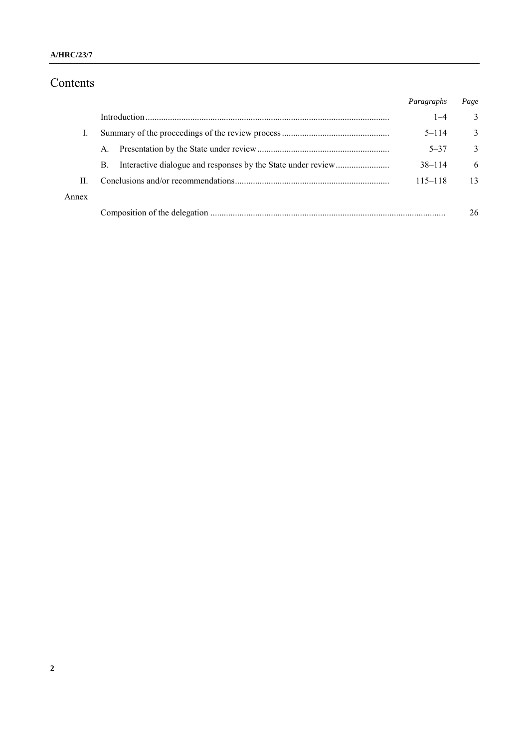# Contents

| | | Paragraphs | Page |
|---|---|---|---|
| | Introduction | 1–4 | 3 |
| I. | Summary of the proceedings of the review process | 5–114 | 3 |
| | A. Presentation by the State under review | 5–37 | 3 |
| | B. Interactive dialogue and responses by the State under review | 38–114 | 6 |
| II. | Conclusions and/or recommendations | 115–118 | 13 |
| Annex | | | |
| | Composition of the delegation | | 26 |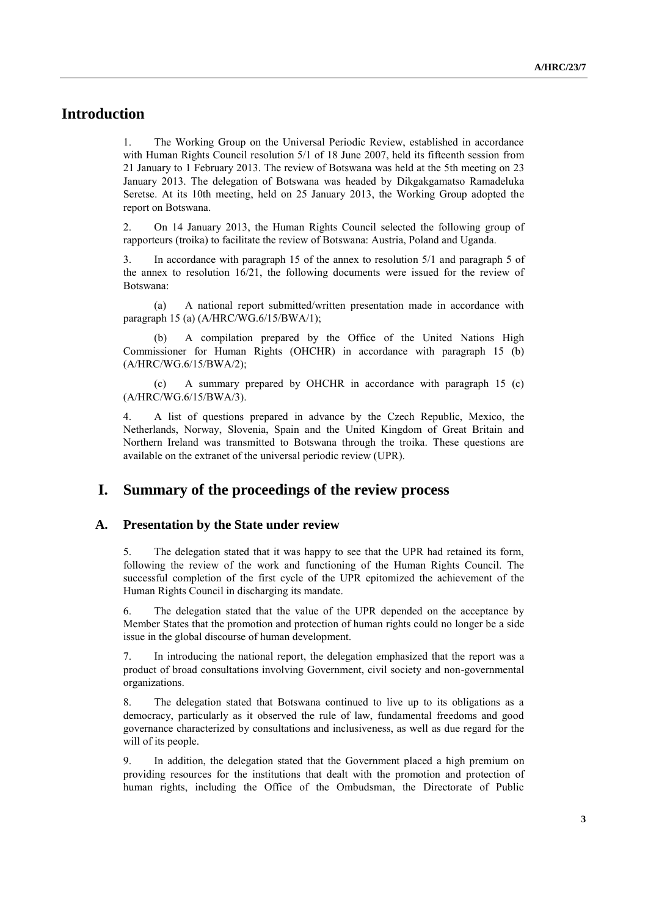# Introduction

1. The Working Group on the Universal Periodic Review, established in accordance with Human Rights Council resolution 5/1 of 18 June 2007, held its fifteenth session from 21 January to 1 February 2013. The review of Botswana was held at the 5th meeting on 23 January 2013. The delegation of Botswana was headed by Dikgakgamatso Ramadeluka Seretse. At its 10th meeting, held on 25 January 2013, the Working Group adopted the report on Botswana.

2. On 14 January 2013, the Human Rights Council selected the following group of rapporteurs (troika) to facilitate the review of Botswana: Austria, Poland and Uganda.

3. In accordance with paragraph 15 of the annex to resolution 5/1 and paragraph 5 of the annex to resolution 16/21, the following documents were issued for the review of Botswana:

(a) A national report submitted/written presentation made in accordance with paragraph 15 (a) (A/HRC/WG.6/15/BWA/1);

(b) A compilation prepared by the Office of the United Nations High Commissioner for Human Rights (OHCHR) in accordance with paragraph 15 (b) (A/HRC/WG.6/15/BWA/2);

(c) A summary prepared by OHCHR in accordance with paragraph 15 (c) (A/HRC/WG.6/15/BWA/3).

4. A list of questions prepared in advance by the Czech Republic, Mexico, the Netherlands, Norway, Slovenia, Spain and the United Kingdom of Great Britain and Northern Ireland was transmitted to Botswana through the troika. These questions are available on the extranet of the universal periodic review (UPR).

# I. Summary of the proceedings of the review process

## A. Presentation by the State under review

5. The delegation stated that it was happy to see that the UPR had retained its form, following the review of the work and functioning of the Human Rights Council. The successful completion of the first cycle of the UPR epitomized the achievement of the Human Rights Council in discharging its mandate.

6. The delegation stated that the value of the UPR depended on the acceptance by Member States that the promotion and protection of human rights could no longer be a side issue in the global discourse of human development.

7. In introducing the national report, the delegation emphasized that the report was a product of broad consultations involving Government, civil society and non-governmental organizations.

8. The delegation stated that Botswana continued to live up to its obligations as a democracy, particularly as it observed the rule of law, fundamental freedoms and good governance characterized by consultations and inclusiveness, as well as due regard for the will of its people.

9. In addition, the delegation stated that the Government placed a high premium on providing resources for the institutions that dealt with the promotion and protection of human rights, including the Office of the Ombudsman, the Directorate of Public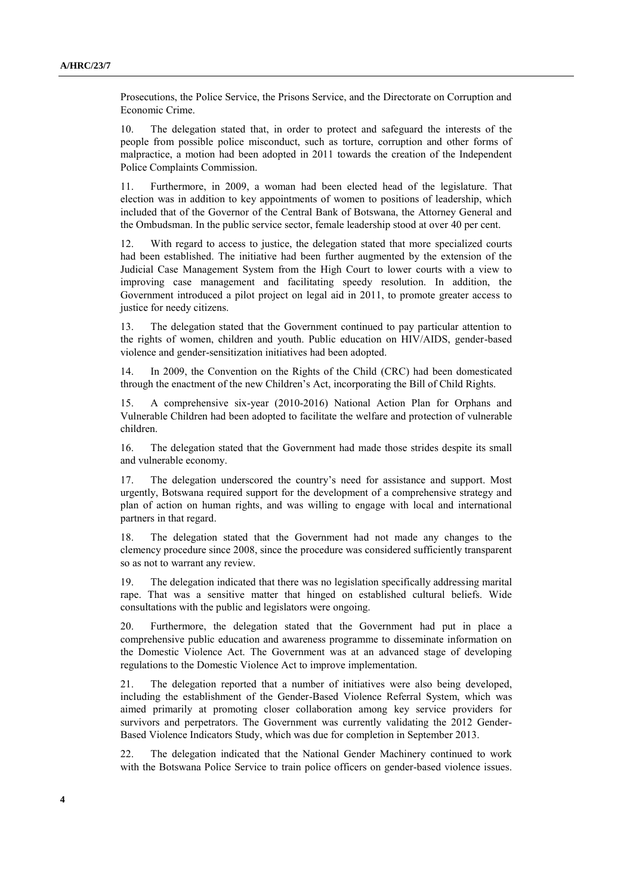Prosecutions, the Police Service, the Prisons Service, and the Directorate on Corruption and Economic Crime.

10. The delegation stated that, in order to protect and safeguard the interests of the people from possible police misconduct, such as torture, corruption and other forms of malpractice, a motion had been adopted in 2011 towards the creation of the Independent Police Complaints Commission.

11. Furthermore, in 2009, a woman had been elected head of the legislature. That election was in addition to key appointments of women to positions of leadership, which included that of the Governor of the Central Bank of Botswana, the Attorney General and the Ombudsman. In the public service sector, female leadership stood at over 40 per cent.

12. With regard to access to justice, the delegation stated that more specialized courts had been established. The initiative had been further augmented by the extension of the Judicial Case Management System from the High Court to lower courts with a view to improving case management and facilitating speedy resolution. In addition, the Government introduced a pilot project on legal aid in 2011, to promote greater access to justice for needy citizens.

13. The delegation stated that the Government continued to pay particular attention to the rights of women, children and youth. Public education on HIV/AIDS, gender-based violence and gender-sensitization initiatives had been adopted.

14. In 2009, the Convention on the Rights of the Child (CRC) had been domesticated through the enactment of the new Children's Act, incorporating the Bill of Child Rights.

15. A comprehensive six-year (2010-2016) National Action Plan for Orphans and Vulnerable Children had been adopted to facilitate the welfare and protection of vulnerable children.

16. The delegation stated that the Government had made those strides despite its small and vulnerable economy.

17. The delegation underscored the country's need for assistance and support. Most urgently, Botswana required support for the development of a comprehensive strategy and plan of action on human rights, and was willing to engage with local and international partners in that regard.

18. The delegation stated that the Government had not made any changes to the clemency procedure since 2008, since the procedure was considered sufficiently transparent so as not to warrant any review.

19. The delegation indicated that there was no legislation specifically addressing marital rape. That was a sensitive matter that hinged on established cultural beliefs. Wide consultations with the public and legislators were ongoing.

20. Furthermore, the delegation stated that the Government had put in place a comprehensive public education and awareness programme to disseminate information on the Domestic Violence Act. The Government was at an advanced stage of developing regulations to the Domestic Violence Act to improve implementation.

21. The delegation reported that a number of initiatives were also being developed, including the establishment of the Gender-Based Violence Referral System, which was aimed primarily at promoting closer collaboration among key service providers for survivors and perpetrators. The Government was currently validating the 2012 Gender-Based Violence Indicators Study, which was due for completion in September 2013.

22. The delegation indicated that the National Gender Machinery continued to work with the Botswana Police Service to train police officers on gender-based violence issues.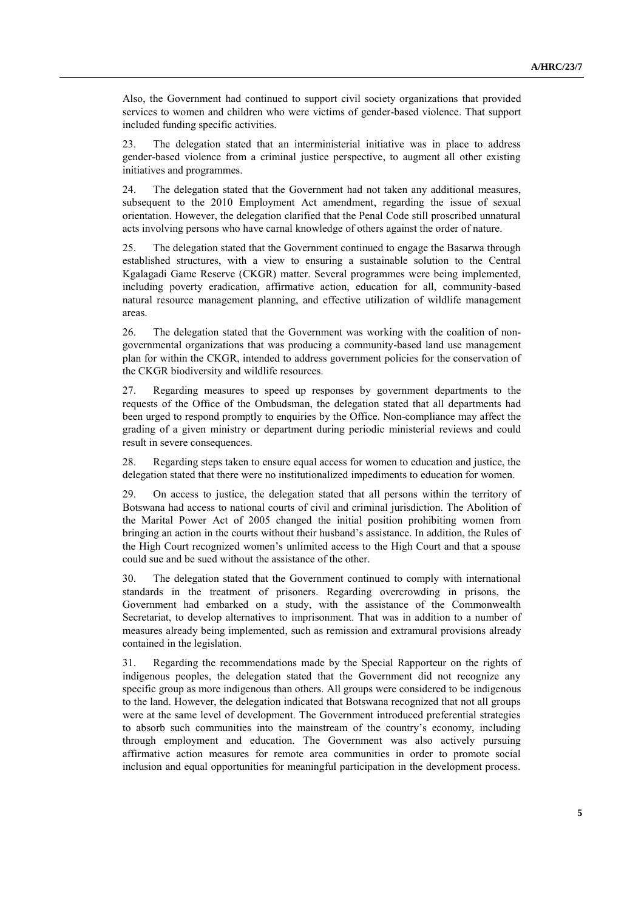Also, the Government had continued to support civil society organizations that provided services to women and children who were victims of gender-based violence. That support included funding specific activities.

23. The delegation stated that an interministerial initiative was in place to address gender-based violence from a criminal justice perspective, to augment all other existing initiatives and programmes.

24. The delegation stated that the Government had not taken any additional measures, subsequent to the 2010 Employment Act amendment, regarding the issue of sexual orientation. However, the delegation clarified that the Penal Code still proscribed unnatural acts involving persons who have carnal knowledge of others against the order of nature.

25. The delegation stated that the Government continued to engage the Basarwa through established structures, with a view to ensuring a sustainable solution to the Central Kgalagadi Game Reserve (CKGR) matter. Several programmes were being implemented, including poverty eradication, affirmative action, education for all, community-based natural resource management planning, and effective utilization of wildlife management areas.

26. The delegation stated that the Government was working with the coalition of non-governmental organizations that was producing a community-based land use management plan for within the CKGR, intended to address government policies for the conservation of the CKGR biodiversity and wildlife resources.

27. Regarding measures to speed up responses by government departments to the requests of the Office of the Ombudsman, the delegation stated that all departments had been urged to respond promptly to enquiries by the Office. Non-compliance may affect the grading of a given ministry or department during periodic ministerial reviews and could result in severe consequences.

28. Regarding steps taken to ensure equal access for women to education and justice, the delegation stated that there were no institutionalized impediments to education for women.

29. On access to justice, the delegation stated that all persons within the territory of Botswana had access to national courts of civil and criminal jurisdiction. The Abolition of the Marital Power Act of 2005 changed the initial position prohibiting women from bringing an action in the courts without their husband's assistance. In addition, the Rules of the High Court recognized women's unlimited access to the High Court and that a spouse could sue and be sued without the assistance of the other.

30. The delegation stated that the Government continued to comply with international standards in the treatment of prisoners. Regarding overcrowding in prisons, the Government had embarked on a study, with the assistance of the Commonwealth Secretariat, to develop alternatives to imprisonment. That was in addition to a number of measures already being implemented, such as remission and extramural provisions already contained in the legislation.

31. Regarding the recommendations made by the Special Rapporteur on the rights of indigenous peoples, the delegation stated that the Government did not recognize any specific group as more indigenous than others. All groups were considered to be indigenous to the land. However, the delegation indicated that Botswana recognized that not all groups were at the same level of development. The Government introduced preferential strategies to absorb such communities into the mainstream of the country's economy, including through employment and education. The Government was also actively pursuing affirmative action measures for remote area communities in order to promote social inclusion and equal opportunities for meaningful participation in the development process.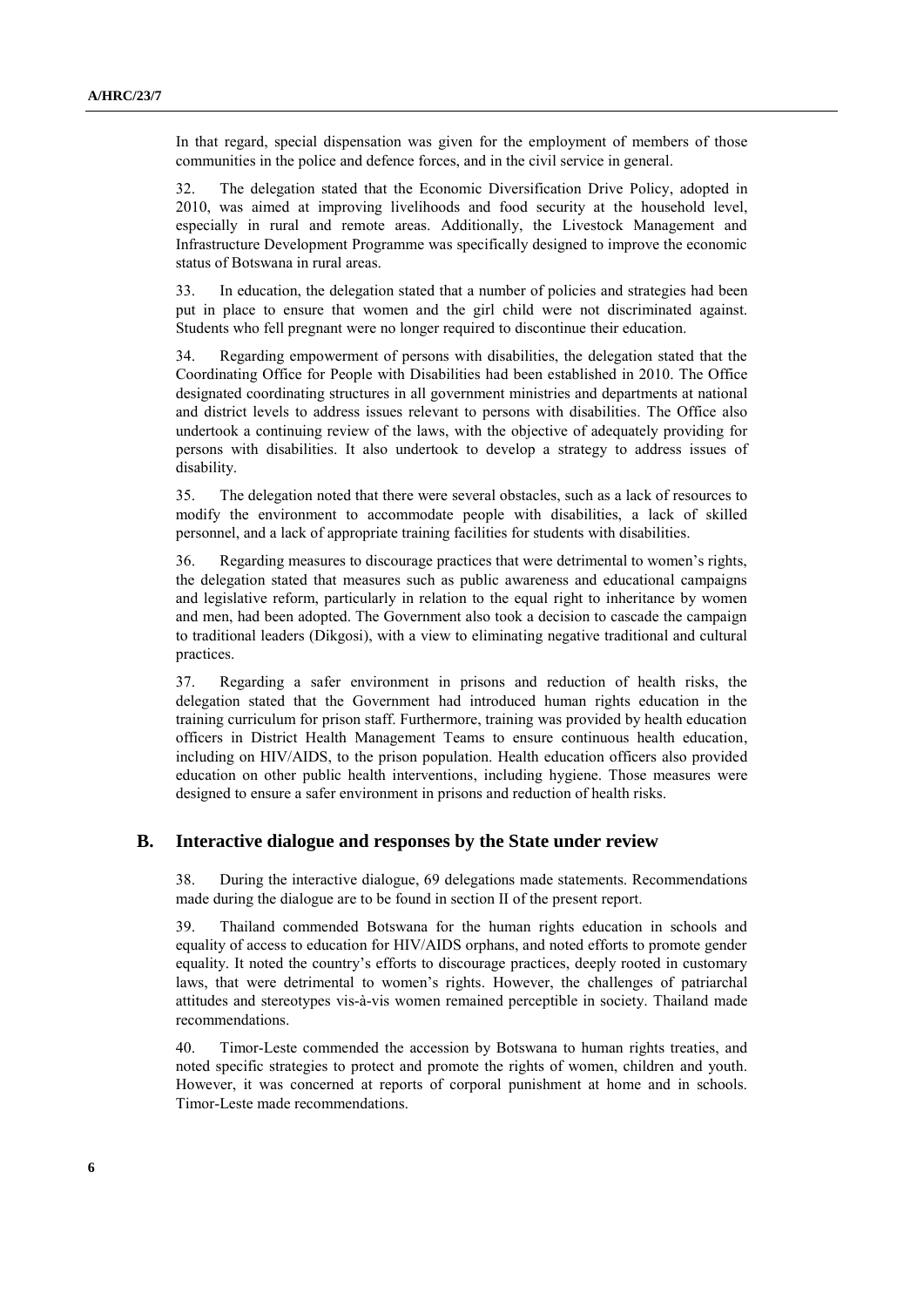In that regard, special dispensation was given for the employment of members of those communities in the police and defence forces, and in the civil service in general.

32. The delegation stated that the Economic Diversification Drive Policy, adopted in 2010, was aimed at improving livelihoods and food security at the household level, especially in rural and remote areas. Additionally, the Livestock Management and Infrastructure Development Programme was specifically designed to improve the economic status of Botswana in rural areas.

33. In education, the delegation stated that a number of policies and strategies had been put in place to ensure that women and the girl child were not discriminated against. Students who fell pregnant were no longer required to discontinue their education.

34. Regarding empowerment of persons with disabilities, the delegation stated that the Coordinating Office for People with Disabilities had been established in 2010. The Office designated coordinating structures in all government ministries and departments at national and district levels to address issues relevant to persons with disabilities. The Office also undertook a continuing review of the laws, with the objective of adequately providing for persons with disabilities. It also undertook to develop a strategy to address issues of disability.

35. The delegation noted that there were several obstacles, such as a lack of resources to modify the environment to accommodate people with disabilities, a lack of skilled personnel, and a lack of appropriate training facilities for students with disabilities.

36. Regarding measures to discourage practices that were detrimental to women's rights, the delegation stated that measures such as public awareness and educational campaigns and legislative reform, particularly in relation to the equal right to inheritance by women and men, had been adopted. The Government also took a decision to cascade the campaign to traditional leaders (Dikgosi), with a view to eliminating negative traditional and cultural practices.

37. Regarding a safer environment in prisons and reduction of health risks, the delegation stated that the Government had introduced human rights education in the training curriculum for prison staff. Furthermore, training was provided by health education officers in District Health Management Teams to ensure continuous health education, including on HIV/AIDS, to the prison population. Health education officers also provided education on other public health interventions, including hygiene. Those measures were designed to ensure a safer environment in prisons and reduction of health risks.

## B. Interactive dialogue and responses by the State under review

38. During the interactive dialogue, 69 delegations made statements. Recommendations made during the dialogue are to be found in section II of the present report.

39. Thailand commended Botswana for the human rights education in schools and equality of access to education for HIV/AIDS orphans, and noted efforts to promote gender equality. It noted the country's efforts to discourage practices, deeply rooted in customary laws, that were detrimental to women's rights. However, the challenges of patriarchal attitudes and stereotypes vis-à-vis women remained perceptible in society. Thailand made recommendations.

40. Timor-Leste commended the accession by Botswana to human rights treaties, and noted specific strategies to protect and promote the rights of women, children and youth. However, it was concerned at reports of corporal punishment at home and in schools. Timor-Leste made recommendations.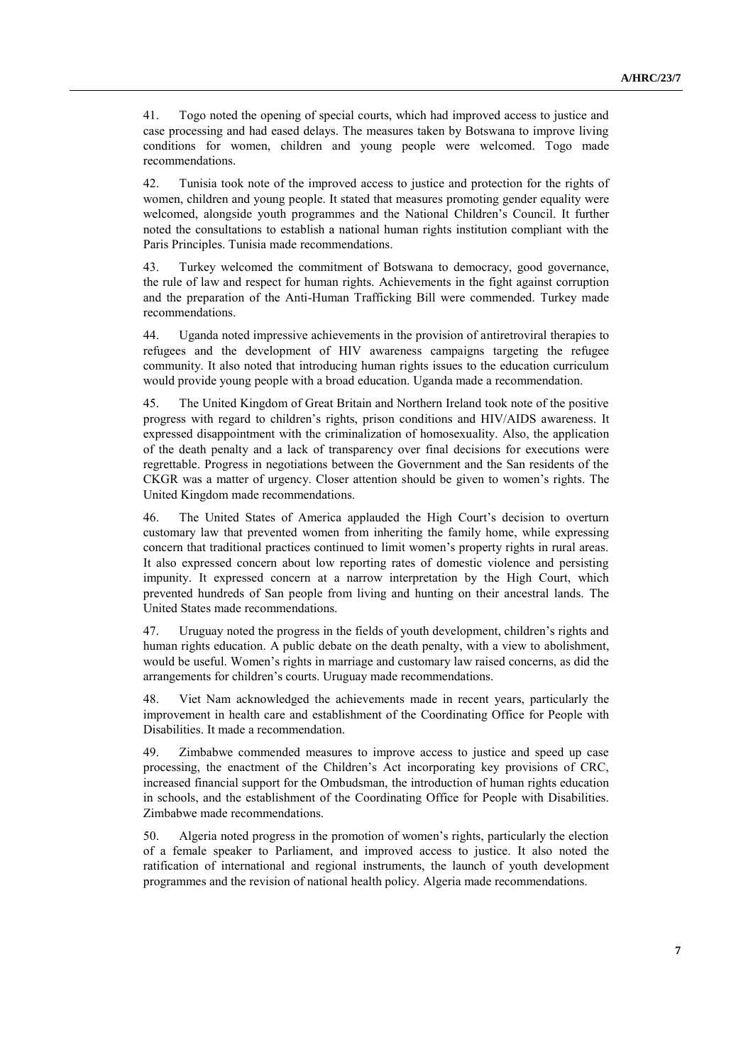41. Togo noted the opening of special courts, which had improved access to justice and case processing and had eased delays. The measures taken by Botswana to improve living conditions for women, children and young people were welcomed. Togo made recommendations.

42. Tunisia took note of the improved access to justice and protection for the rights of women, children and young people. It stated that measures promoting gender equality were welcomed, alongside youth programmes and the National Children's Council. It further noted the consultations to establish a national human rights institution compliant with the Paris Principles. Tunisia made recommendations.

43. Turkey welcomed the commitment of Botswana to democracy, good governance, the rule of law and respect for human rights. Achievements in the fight against corruption and the preparation of the Anti-Human Trafficking Bill were commended. Turkey made recommendations.

44. Uganda noted impressive achievements in the provision of antiretroviral therapies to refugees and the development of HIV awareness campaigns targeting the refugee community. It also noted that introducing human rights issues to the education curriculum would provide young people with a broad education. Uganda made a recommendation.

45. The United Kingdom of Great Britain and Northern Ireland took note of the positive progress with regard to children's rights, prison conditions and HIV/AIDS awareness. It expressed disappointment with the criminalization of homosexuality. Also, the application of the death penalty and a lack of transparency over final decisions for executions were regrettable. Progress in negotiations between the Government and the San residents of the CKGR was a matter of urgency. Closer attention should be given to women's rights. The United Kingdom made recommendations.

46. The United States of America applauded the High Court's decision to overturn customary law that prevented women from inheriting the family home, while expressing concern that traditional practices continued to limit women's property rights in rural areas. It also expressed concern about low reporting rates of domestic violence and persisting impunity. It expressed concern at a narrow interpretation by the High Court, which prevented hundreds of San people from living and hunting on their ancestral lands. The United States made recommendations.

47. Uruguay noted the progress in the fields of youth development, children's rights and human rights education. A public debate on the death penalty, with a view to abolishment, would be useful. Women's rights in marriage and customary law raised concerns, as did the arrangements for children's courts. Uruguay made recommendations.

48. Viet Nam acknowledged the achievements made in recent years, particularly the improvement in health care and establishment of the Coordinating Office for People with Disabilities. It made a recommendation.

49. Zimbabwe commended measures to improve access to justice and speed up case processing, the enactment of the Children's Act incorporating key provisions of CRC, increased financial support for the Ombudsman, the introduction of human rights education in schools, and the establishment of the Coordinating Office for People with Disabilities. Zimbabwe made recommendations.

50. Algeria noted progress in the promotion of women's rights, particularly the election of a female speaker to Parliament, and improved access to justice. It also noted the ratification of international and regional instruments, the launch of youth development programmes and the revision of national health policy. Algeria made recommendations.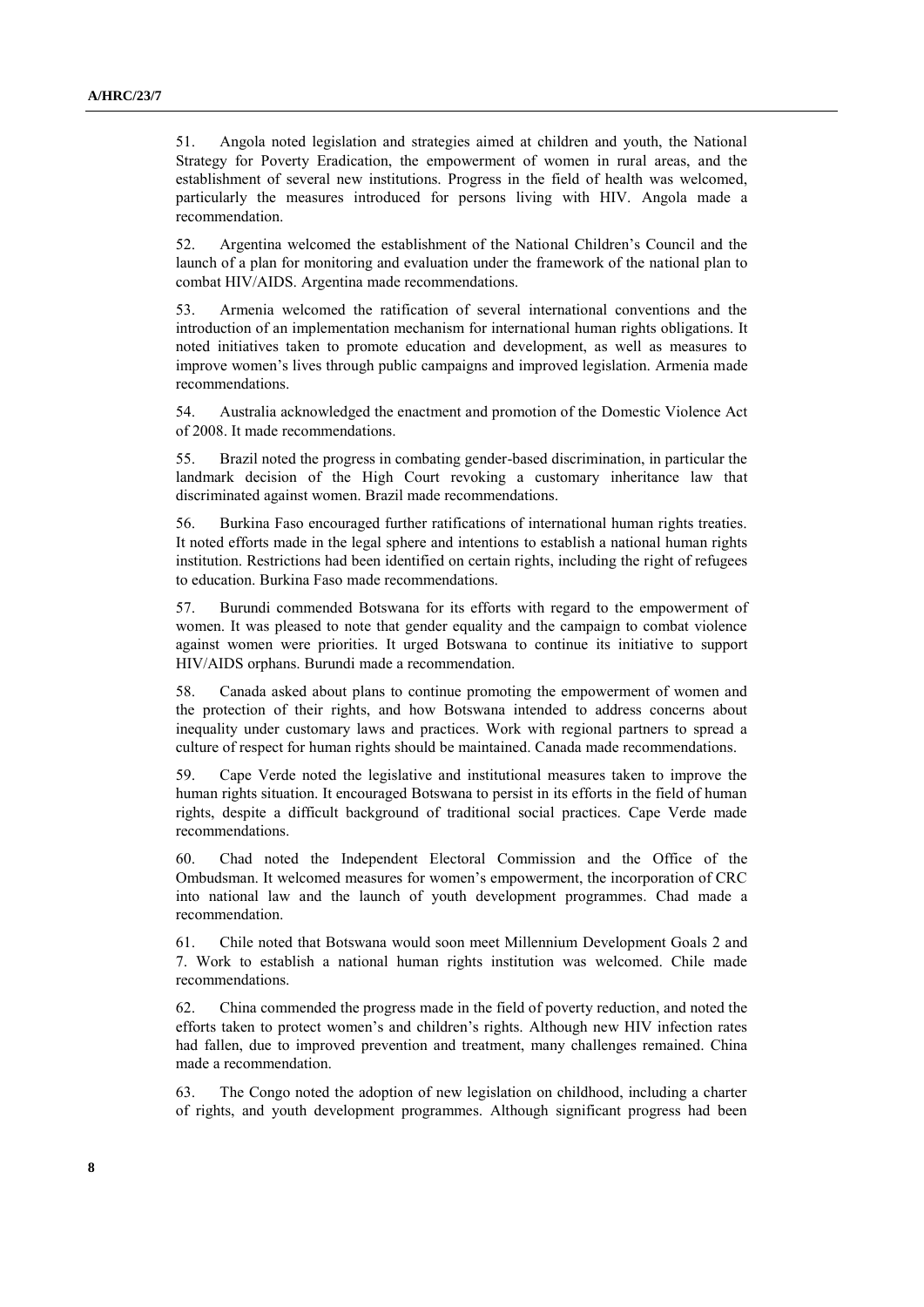51. Angola noted legislation and strategies aimed at children and youth, the National Strategy for Poverty Eradication, the empowerment of women in rural areas, and the establishment of several new institutions. Progress in the field of health was welcomed, particularly the measures introduced for persons living with HIV. Angola made a recommendation.

52. Argentina welcomed the establishment of the National Children's Council and the launch of a plan for monitoring and evaluation under the framework of the national plan to combat HIV/AIDS. Argentina made recommendations.

53. Armenia welcomed the ratification of several international conventions and the introduction of an implementation mechanism for international human rights obligations. It noted initiatives taken to promote education and development, as well as measures to improve women's lives through public campaigns and improved legislation. Armenia made recommendations.

54. Australia acknowledged the enactment and promotion of the Domestic Violence Act of 2008. It made recommendations.

55. Brazil noted the progress in combating gender-based discrimination, in particular the landmark decision of the High Court revoking a customary inheritance law that discriminated against women. Brazil made recommendations.

56. Burkina Faso encouraged further ratifications of international human rights treaties. It noted efforts made in the legal sphere and intentions to establish a national human rights institution. Restrictions had been identified on certain rights, including the right of refugees to education. Burkina Faso made recommendations.

57. Burundi commended Botswana for its efforts with regard to the empowerment of women. It was pleased to note that gender equality and the campaign to combat violence against women were priorities. It urged Botswana to continue its initiative to support HIV/AIDS orphans. Burundi made a recommendation.

58. Canada asked about plans to continue promoting the empowerment of women and the protection of their rights, and how Botswana intended to address concerns about inequality under customary laws and practices. Work with regional partners to spread a culture of respect for human rights should be maintained. Canada made recommendations.

59. Cape Verde noted the legislative and institutional measures taken to improve the human rights situation. It encouraged Botswana to persist in its efforts in the field of human rights, despite a difficult background of traditional social practices. Cape Verde made recommendations.

60. Chad noted the Independent Electoral Commission and the Office of the Ombudsman. It welcomed measures for women's empowerment, the incorporation of CRC into national law and the launch of youth development programmes. Chad made a recommendation.

61. Chile noted that Botswana would soon meet Millennium Development Goals 2 and 7. Work to establish a national human rights institution was welcomed. Chile made recommendations.

62. China commended the progress made in the field of poverty reduction, and noted the efforts taken to protect women's and children's rights. Although new HIV infection rates had fallen, due to improved prevention and treatment, many challenges remained. China made a recommendation.

63. The Congo noted the adoption of new legislation on childhood, including a charter of rights, and youth development programmes. Although significant progress had been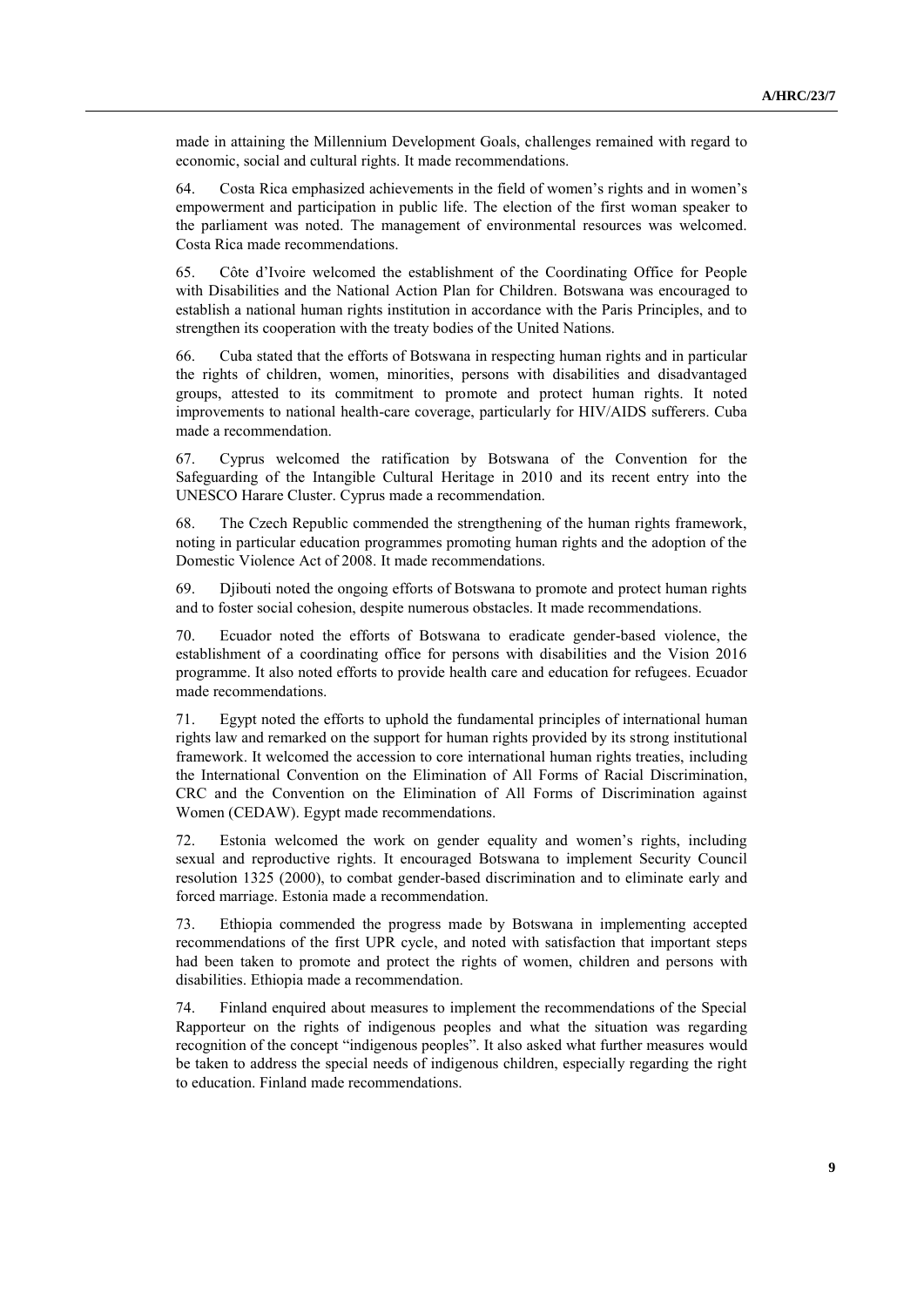made in attaining the Millennium Development Goals, challenges remained with regard to economic, social and cultural rights. It made recommendations.

64. Costa Rica emphasized achievements in the field of women's rights and in women's empowerment and participation in public life. The election of the first woman speaker to the parliament was noted. The management of environmental resources was welcomed. Costa Rica made recommendations.

65. Côte d'Ivoire welcomed the establishment of the Coordinating Office for People with Disabilities and the National Action Plan for Children. Botswana was encouraged to establish a national human rights institution in accordance with the Paris Principles, and to strengthen its cooperation with the treaty bodies of the United Nations.

66. Cuba stated that the efforts of Botswana in respecting human rights and in particular the rights of children, women, minorities, persons with disabilities and disadvantaged groups, attested to its commitment to promote and protect human rights. It noted improvements to national health-care coverage, particularly for HIV/AIDS sufferers. Cuba made a recommendation.

67. Cyprus welcomed the ratification by Botswana of the Convention for the Safeguarding of the Intangible Cultural Heritage in 2010 and its recent entry into the UNESCO Harare Cluster. Cyprus made a recommendation.

68. The Czech Republic commended the strengthening of the human rights framework, noting in particular education programmes promoting human rights and the adoption of the Domestic Violence Act of 2008. It made recommendations.

69. Djibouti noted the ongoing efforts of Botswana to promote and protect human rights and to foster social cohesion, despite numerous obstacles. It made recommendations.

70. Ecuador noted the efforts of Botswana to eradicate gender-based violence, the establishment of a coordinating office for persons with disabilities and the Vision 2016 programme. It also noted efforts to provide health care and education for refugees. Ecuador made recommendations.

71. Egypt noted the efforts to uphold the fundamental principles of international human rights law and remarked on the support for human rights provided by its strong institutional framework. It welcomed the accession to core international human rights treaties, including the International Convention on the Elimination of All Forms of Racial Discrimination, CRC and the Convention on the Elimination of All Forms of Discrimination against Women (CEDAW). Egypt made recommendations.

72. Estonia welcomed the work on gender equality and women's rights, including sexual and reproductive rights. It encouraged Botswana to implement Security Council resolution 1325 (2000), to combat gender-based discrimination and to eliminate early and forced marriage. Estonia made a recommendation.

73. Ethiopia commended the progress made by Botswana in implementing accepted recommendations of the first UPR cycle, and noted with satisfaction that important steps had been taken to promote and protect the rights of women, children and persons with disabilities. Ethiopia made a recommendation.

74. Finland enquired about measures to implement the recommendations of the Special Rapporteur on the rights of indigenous peoples and what the situation was regarding recognition of the concept "indigenous peoples". It also asked what further measures would be taken to address the special needs of indigenous children, especially regarding the right to education. Finland made recommendations.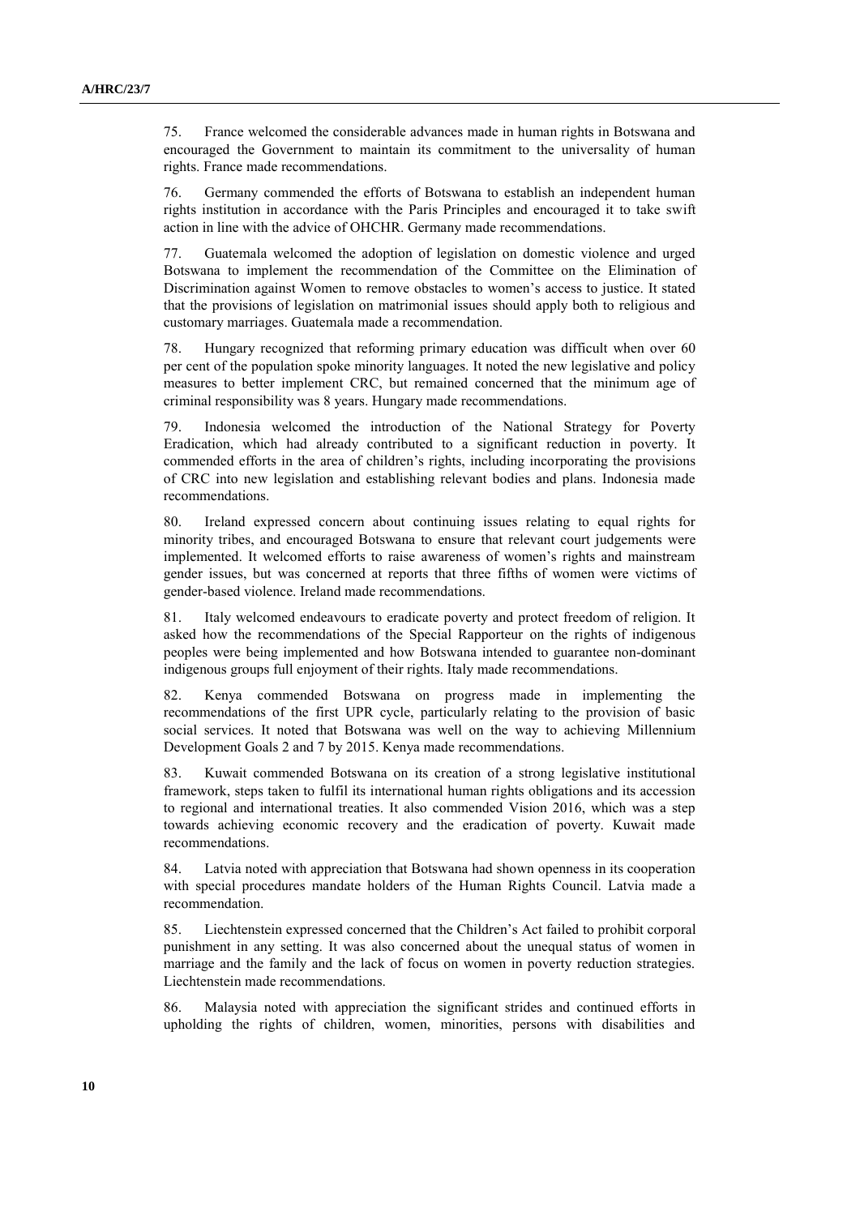75. France welcomed the considerable advances made in human rights in Botswana and encouraged the Government to maintain its commitment to the universality of human rights. France made recommendations.

76. Germany commended the efforts of Botswana to establish an independent human rights institution in accordance with the Paris Principles and encouraged it to take swift action in line with the advice of OHCHR. Germany made recommendations.

77. Guatemala welcomed the adoption of legislation on domestic violence and urged Botswana to implement the recommendation of the Committee on the Elimination of Discrimination against Women to remove obstacles to women's access to justice. It stated that the provisions of legislation on matrimonial issues should apply both to religious and customary marriages. Guatemala made a recommendation.

78. Hungary recognized that reforming primary education was difficult when over 60 per cent of the population spoke minority languages. It noted the new legislative and policy measures to better implement CRC, but remained concerned that the minimum age of criminal responsibility was 8 years. Hungary made recommendations.

79. Indonesia welcomed the introduction of the National Strategy for Poverty Eradication, which had already contributed to a significant reduction in poverty. It commended efforts in the area of children's rights, including incorporating the provisions of CRC into new legislation and establishing relevant bodies and plans. Indonesia made recommendations.

80. Ireland expressed concern about continuing issues relating to equal rights for minority tribes, and encouraged Botswana to ensure that relevant court judgements were implemented. It welcomed efforts to raise awareness of women's rights and mainstream gender issues, but was concerned at reports that three fifths of women were victims of gender-based violence. Ireland made recommendations.

81. Italy welcomed endeavours to eradicate poverty and protect freedom of religion. It asked how the recommendations of the Special Rapporteur on the rights of indigenous peoples were being implemented and how Botswana intended to guarantee non-dominant indigenous groups full enjoyment of their rights. Italy made recommendations.

82. Kenya commended Botswana on progress made in implementing the recommendations of the first UPR cycle, particularly relating to the provision of basic social services. It noted that Botswana was well on the way to achieving Millennium Development Goals 2 and 7 by 2015. Kenya made recommendations.

83. Kuwait commended Botswana on its creation of a strong legislative institutional framework, steps taken to fulfil its international human rights obligations and its accession to regional and international treaties. It also commended Vision 2016, which was a step towards achieving economic recovery and the eradication of poverty. Kuwait made recommendations.

84. Latvia noted with appreciation that Botswana had shown openness in its cooperation with special procedures mandate holders of the Human Rights Council. Latvia made a recommendation.

85. Liechtenstein expressed concerned that the Children's Act failed to prohibit corporal punishment in any setting. It was also concerned about the unequal status of women in marriage and the family and the lack of focus on women in poverty reduction strategies. Liechtenstein made recommendations.

86. Malaysia noted with appreciation the significant strides and continued efforts in upholding the rights of children, women, minorities, persons with disabilities and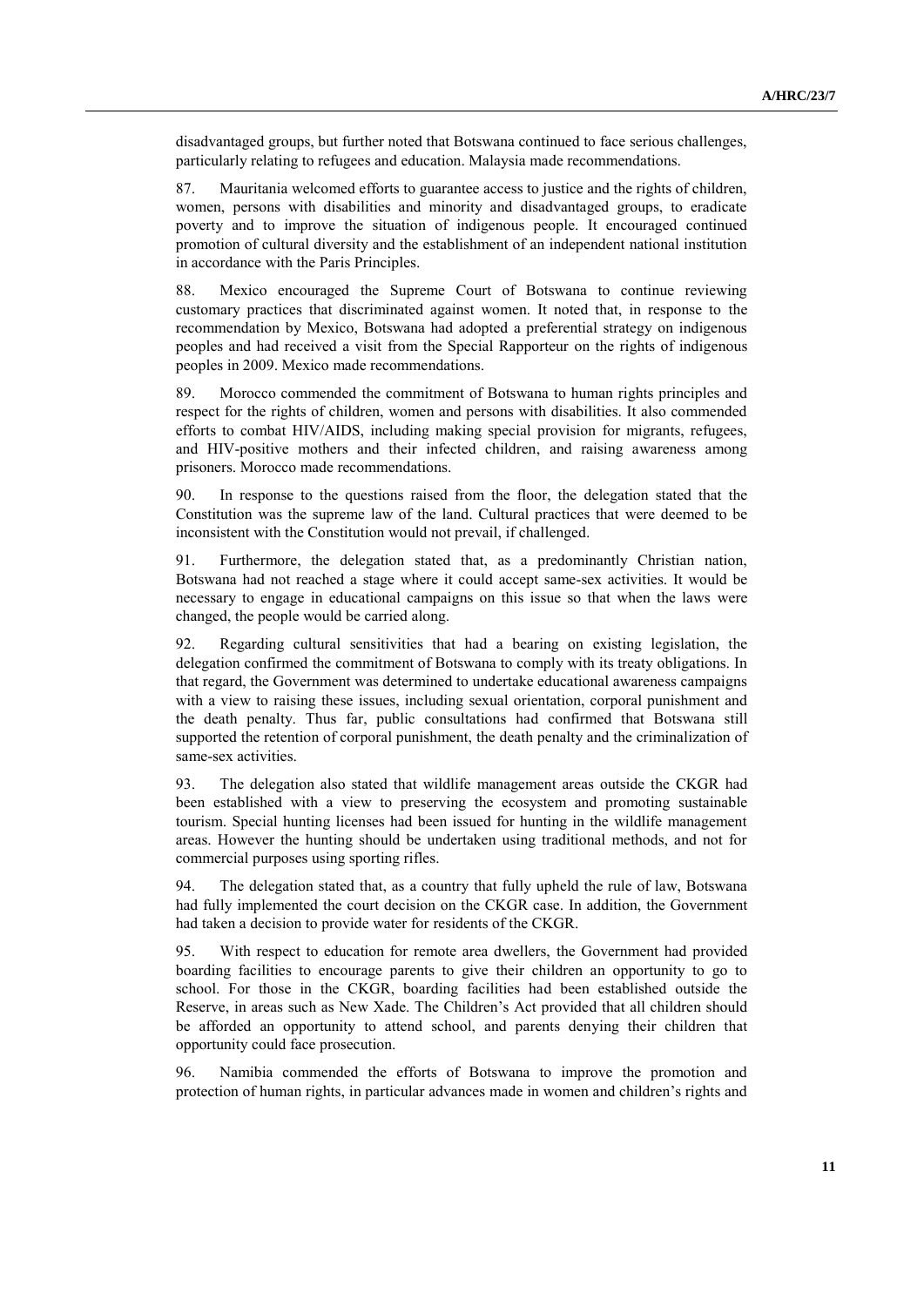disadvantaged groups, but further noted that Botswana continued to face serious challenges, particularly relating to refugees and education. Malaysia made recommendations.

87. Mauritania welcomed efforts to guarantee access to justice and the rights of children, women, persons with disabilities and minority and disadvantaged groups, to eradicate poverty and to improve the situation of indigenous people. It encouraged continued promotion of cultural diversity and the establishment of an independent national institution in accordance with the Paris Principles.

88. Mexico encouraged the Supreme Court of Botswana to continue reviewing customary practices that discriminated against women. It noted that, in response to the recommendation by Mexico, Botswana had adopted a preferential strategy on indigenous peoples and had received a visit from the Special Rapporteur on the rights of indigenous peoples in 2009. Mexico made recommendations.

89. Morocco commended the commitment of Botswana to human rights principles and respect for the rights of children, women and persons with disabilities. It also commended efforts to combat HIV/AIDS, including making special provision for migrants, refugees, and HIV-positive mothers and their infected children, and raising awareness among prisoners. Morocco made recommendations.

90. In response to the questions raised from the floor, the delegation stated that the Constitution was the supreme law of the land. Cultural practices that were deemed to be inconsistent with the Constitution would not prevail, if challenged.

91. Furthermore, the delegation stated that, as a predominantly Christian nation, Botswana had not reached a stage where it could accept same-sex activities. It would be necessary to engage in educational campaigns on this issue so that when the laws were changed, the people would be carried along.

92. Regarding cultural sensitivities that had a bearing on existing legislation, the delegation confirmed the commitment of Botswana to comply with its treaty obligations. In that regard, the Government was determined to undertake educational awareness campaigns with a view to raising these issues, including sexual orientation, corporal punishment and the death penalty. Thus far, public consultations had confirmed that Botswana still supported the retention of corporal punishment, the death penalty and the criminalization of same-sex activities.

93. The delegation also stated that wildlife management areas outside the CKGR had been established with a view to preserving the ecosystem and promoting sustainable tourism. Special hunting licenses had been issued for hunting in the wildlife management areas. However the hunting should be undertaken using traditional methods, and not for commercial purposes using sporting rifles.

94. The delegation stated that, as a country that fully upheld the rule of law, Botswana had fully implemented the court decision on the CKGR case. In addition, the Government had taken a decision to provide water for residents of the CKGR.

95. With respect to education for remote area dwellers, the Government had provided boarding facilities to encourage parents to give their children an opportunity to go to school. For those in the CKGR, boarding facilities had been established outside the Reserve, in areas such as New Xade. The Children's Act provided that all children should be afforded an opportunity to attend school, and parents denying their children that opportunity could face prosecution.

96. Namibia commended the efforts of Botswana to improve the promotion and protection of human rights, in particular advances made in women and children's rights and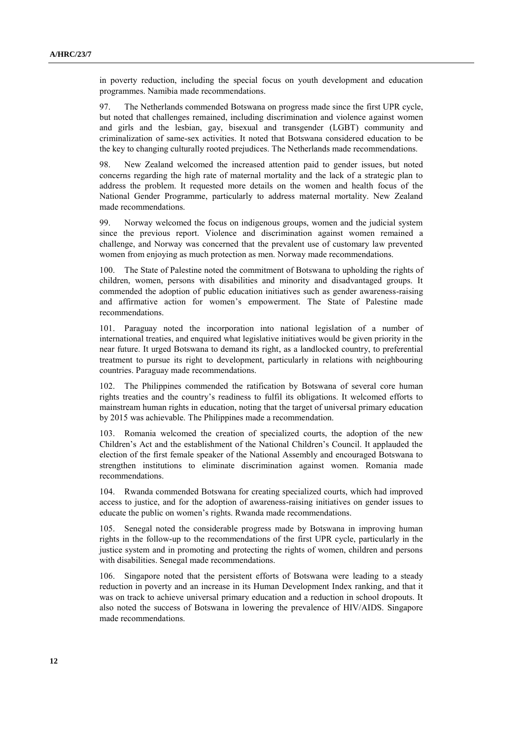in poverty reduction, including the special focus on youth development and education programmes. Namibia made recommendations.

97. The Netherlands commended Botswana on progress made since the first UPR cycle, but noted that challenges remained, including discrimination and violence against women and girls and the lesbian, gay, bisexual and transgender (LGBT) community and criminalization of same-sex activities. It noted that Botswana considered education to be the key to changing culturally rooted prejudices. The Netherlands made recommendations.

98. New Zealand welcomed the increased attention paid to gender issues, but noted concerns regarding the high rate of maternal mortality and the lack of a strategic plan to address the problem. It requested more details on the women and health focus of the National Gender Programme, particularly to address maternal mortality. New Zealand made recommendations.

99. Norway welcomed the focus on indigenous groups, women and the judicial system since the previous report. Violence and discrimination against women remained a challenge, and Norway was concerned that the prevalent use of customary law prevented women from enjoying as much protection as men. Norway made recommendations.

100. The State of Palestine noted the commitment of Botswana to upholding the rights of children, women, persons with disabilities and minority and disadvantaged groups. It commended the adoption of public education initiatives such as gender awareness-raising and affirmative action for women's empowerment. The State of Palestine made recommendations.

101. Paraguay noted the incorporation into national legislation of a number of international treaties, and enquired what legislative initiatives would be given priority in the near future. It urged Botswana to demand its right, as a landlocked country, to preferential treatment to pursue its right to development, particularly in relations with neighbouring countries. Paraguay made recommendations.

102. The Philippines commended the ratification by Botswana of several core human rights treaties and the country's readiness to fulfil its obligations. It welcomed efforts to mainstream human rights in education, noting that the target of universal primary education by 2015 was achievable. The Philippines made a recommendation.

103. Romania welcomed the creation of specialized courts, the adoption of the new Children's Act and the establishment of the National Children's Council. It applauded the election of the first female speaker of the National Assembly and encouraged Botswana to strengthen institutions to eliminate discrimination against women. Romania made recommendations.

104. Rwanda commended Botswana for creating specialized courts, which had improved access to justice, and for the adoption of awareness-raising initiatives on gender issues to educate the public on women's rights. Rwanda made recommendations.

105. Senegal noted the considerable progress made by Botswana in improving human rights in the follow-up to the recommendations of the first UPR cycle, particularly in the justice system and in promoting and protecting the rights of women, children and persons with disabilities. Senegal made recommendations.

106. Singapore noted that the persistent efforts of Botswana were leading to a steady reduction in poverty and an increase in its Human Development Index ranking, and that it was on track to achieve universal primary education and a reduction in school dropouts. It also noted the success of Botswana in lowering the prevalence of HIV/AIDS. Singapore made recommendations.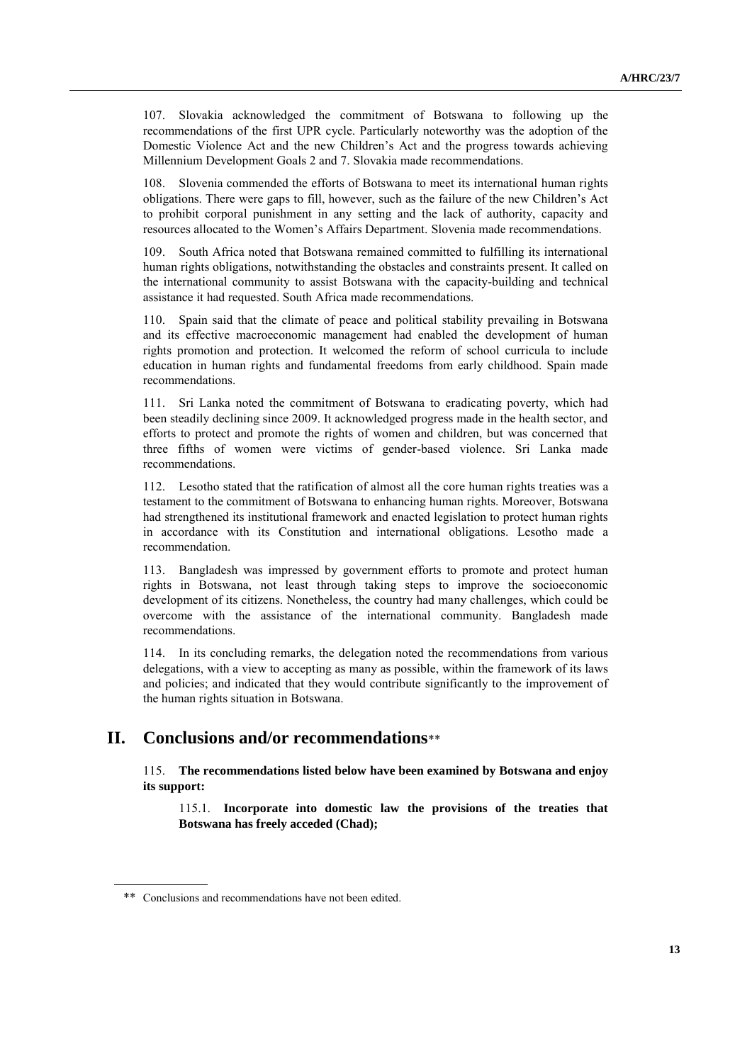107. Slovakia acknowledged the commitment of Botswana to following up the recommendations of the first UPR cycle. Particularly noteworthy was the adoption of the Domestic Violence Act and the new Children's Act and the progress towards achieving Millennium Development Goals 2 and 7. Slovakia made recommendations.

108. Slovenia commended the efforts of Botswana to meet its international human rights obligations. There were gaps to fill, however, such as the failure of the new Children's Act to prohibit corporal punishment in any setting and the lack of authority, capacity and resources allocated to the Women's Affairs Department. Slovenia made recommendations.

109. South Africa noted that Botswana remained committed to fulfilling its international human rights obligations, notwithstanding the obstacles and constraints present. It called on the international community to assist Botswana with the capacity-building and technical assistance it had requested. South Africa made recommendations.

110. Spain said that the climate of peace and political stability prevailing in Botswana and its effective macroeconomic management had enabled the development of human rights promotion and protection. It welcomed the reform of school curricula to include education in human rights and fundamental freedoms from early childhood. Spain made recommendations.

111. Sri Lanka noted the commitment of Botswana to eradicating poverty, which had been steadily declining since 2009. It acknowledged progress made in the health sector, and efforts to protect and promote the rights of women and children, but was concerned that three fifths of women were victims of gender-based violence. Sri Lanka made recommendations.

112. Lesotho stated that the ratification of almost all the core human rights treaties was a testament to the commitment of Botswana to enhancing human rights. Moreover, Botswana had strengthened its institutional framework and enacted legislation to protect human rights in accordance with its Constitution and international obligations. Lesotho made a recommendation.

113. Bangladesh was impressed by government efforts to promote and protect human rights in Botswana, not least through taking steps to improve the socioeconomic development of its citizens. Nonetheless, the country had many challenges, which could be overcome with the assistance of the international community. Bangladesh made recommendations.

114. In its concluding remarks, the delegation noted the recommendations from various delegations, with a view to accepting as many as possible, within the framework of its laws and policies; and indicated that they would contribute significantly to the improvement of the human rights situation in Botswana.

# II. Conclusions and/or recommendations**

115. **The recommendations listed below have been examined by Botswana and enjoy its support:**

> 115.1. **Incorporate into domestic law the provisions of the treaties that Botswana has freely acceded (Chad);**

** Conclusions and recommendations have not been edited.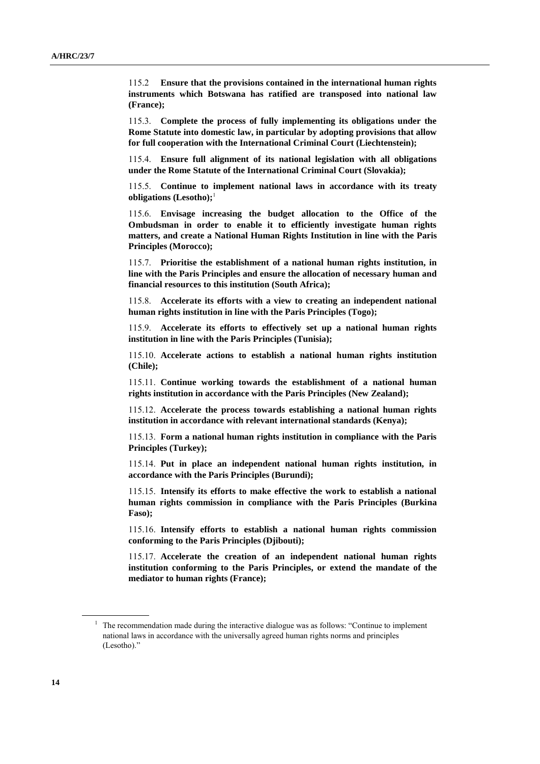115.2 **Ensure that the provisions contained in the international human rights instruments which Botswana has ratified are transposed into national law (France);**

115.3. **Complete the process of fully implementing its obligations under the Rome Statute into domestic law, in particular by adopting provisions that allow for full cooperation with the International Criminal Court (Liechtenstein);**

115.4. **Ensure full alignment of its national legislation with all obligations under the Rome Statute of the International Criminal Court (Slovakia);**

115.5. **Continue to implement national laws in accordance with its treaty obligations (Lesotho);**[1]

115.6. **Envisage increasing the budget allocation to the Office of the Ombudsman in order to enable it to efficiently investigate human rights matters, and create a National Human Rights Institution in line with the Paris Principles (Morocco);**

115.7. **Prioritise the establishment of a national human rights institution, in line with the Paris Principles and ensure the allocation of necessary human and financial resources to this institution (South Africa);**

115.8. **Accelerate its efforts with a view to creating an independent national human rights institution in line with the Paris Principles (Togo);**

115.9. **Accelerate its efforts to effectively set up a national human rights institution in line with the Paris Principles (Tunisia);**

115.10. **Accelerate actions to establish a national human rights institution (Chile);**

115.11. **Continue working towards the establishment of a national human rights institution in accordance with the Paris Principles (New Zealand);**

115.12. **Accelerate the process towards establishing a national human rights institution in accordance with relevant international standards (Kenya);**

115.13. **Form a national human rights institution in compliance with the Paris Principles (Turkey);**

115.14. **Put in place an independent national human rights institution, in accordance with the Paris Principles (Burundi);**

115.15. **Intensify its efforts to make effective the work to establish a national human rights commission in compliance with the Paris Principles (Burkina Faso);**

115.16. **Intensify efforts to establish a national human rights commission conforming to the Paris Principles (Djibouti);**

115.17. **Accelerate the creation of an independent national human rights institution conforming to the Paris Principles, or extend the mandate of the mediator to human rights (France);**

[1] The recommendation made during the interactive dialogue was as follows: "Continue to implement national laws in accordance with the universally agreed human rights norms and principles (Lesotho)."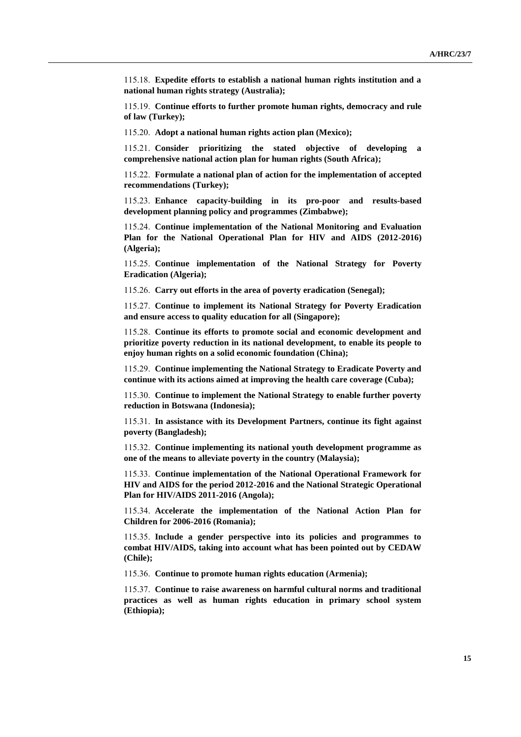115.18. **Expedite efforts to establish a national human rights institution and a national human rights strategy (Australia);**

115.19. **Continue efforts to further promote human rights, democracy and rule of law (Turkey);**

115.20. **Adopt a national human rights action plan (Mexico);**

115.21. **Consider prioritizing the stated objective of developing a comprehensive national action plan for human rights (South Africa);**

115.22. **Formulate a national plan of action for the implementation of accepted recommendations (Turkey);**

115.23. **Enhance capacity-building in its pro-poor and results-based development planning policy and programmes (Zimbabwe);**

115.24. **Continue implementation of the National Monitoring and Evaluation Plan for the National Operational Plan for HIV and AIDS (2012-2016) (Algeria);**

115.25. **Continue implementation of the National Strategy for Poverty Eradication (Algeria);**

115.26. **Carry out efforts in the area of poverty eradication (Senegal);**

115.27. **Continue to implement its National Strategy for Poverty Eradication and ensure access to quality education for all (Singapore);**

115.28. **Continue its efforts to promote social and economic development and prioritize poverty reduction in its national development, to enable its people to enjoy human rights on a solid economic foundation (China);**

115.29. **Continue implementing the National Strategy to Eradicate Poverty and continue with its actions aimed at improving the health care coverage (Cuba);**

115.30. **Continue to implement the National Strategy to enable further poverty reduction in Botswana (Indonesia);**

115.31. **In assistance with its Development Partners, continue its fight against poverty (Bangladesh);**

115.32. **Continue implementing its national youth development programme as one of the means to alleviate poverty in the country (Malaysia);**

115.33. **Continue implementation of the National Operational Framework for HIV and AIDS for the period 2012-2016 and the National Strategic Operational Plan for HIV/AIDS 2011-2016 (Angola);**

115.34. **Accelerate the implementation of the National Action Plan for Children for 2006-2016 (Romania);**

115.35. **Include a gender perspective into its policies and programmes to combat HIV/AIDS, taking into account what has been pointed out by CEDAW (Chile);**

115.36. **Continue to promote human rights education (Armenia);**

115.37. **Continue to raise awareness on harmful cultural norms and traditional practices as well as human rights education in primary school system (Ethiopia);**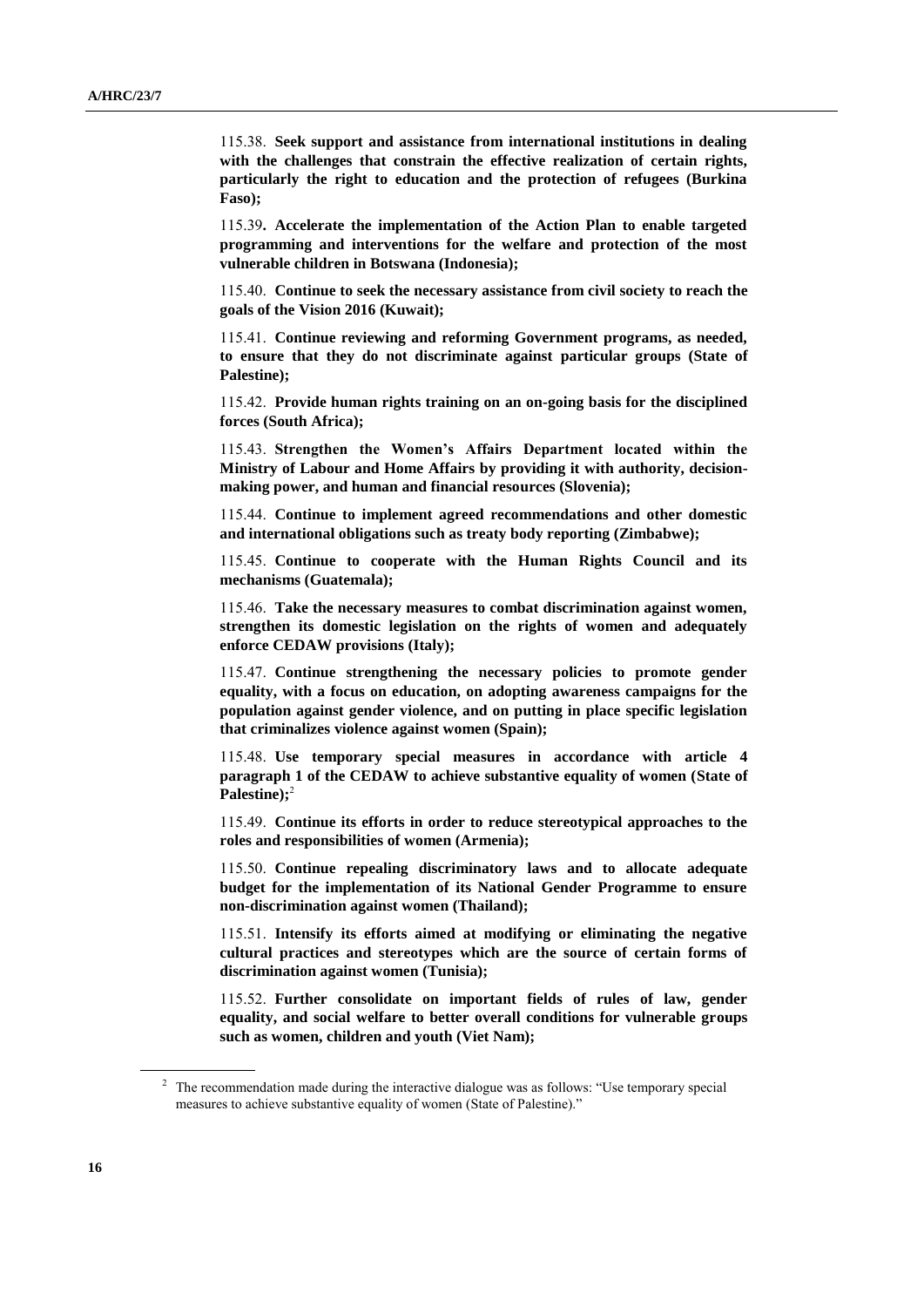115.38. **Seek support and assistance from international institutions in dealing with the challenges that constrain the effective realization of certain rights, particularly the right to education and the protection of refugees (Burkina Faso);**

115.39**. Accelerate the implementation of the Action Plan to enable targeted programming and interventions for the welfare and protection of the most vulnerable children in Botswana (Indonesia);**

115.40. **Continue to seek the necessary assistance from civil society to reach the goals of the Vision 2016 (Kuwait);**

115.41. **Continue reviewing and reforming Government programs, as needed, to ensure that they do not discriminate against particular groups (State of Palestine);**

115.42. **Provide human rights training on an on-going basis for the disciplined forces (South Africa);**

115.43. **Strengthen the Women's Affairs Department located within the Ministry of Labour and Home Affairs by providing it with authority, decision-making power, and human and financial resources (Slovenia);**

115.44. **Continue to implement agreed recommendations and other domestic and international obligations such as treaty body reporting (Zimbabwe);**

115.45. **Continue to cooperate with the Human Rights Council and its mechanisms (Guatemala);**

115.46. **Take the necessary measures to combat discrimination against women, strengthen its domestic legislation on the rights of women and adequately enforce CEDAW provisions (Italy);**

115.47. **Continue strengthening the necessary policies to promote gender equality, with a focus on education, on adopting awareness campaigns for the population against gender violence, and on putting in place specific legislation that criminalizes violence against women (Spain);**

115.48. **Use temporary special measures in accordance with article 4 paragraph 1 of the CEDAW to achieve substantive equality of women (State of Palestine);**[2]

115.49. **Continue its efforts in order to reduce stereotypical approaches to the roles and responsibilities of women (Armenia);**

115.50. **Continue repealing discriminatory laws and to allocate adequate budget for the implementation of its National Gender Programme to ensure non-discrimination against women (Thailand);**

115.51. **Intensify its efforts aimed at modifying or eliminating the negative cultural practices and stereotypes which are the source of certain forms of discrimination against women (Tunisia);**

115.52. **Further consolidate on important fields of rules of law, gender equality, and social welfare to better overall conditions for vulnerable groups such as women, children and youth (Viet Nam);**

[2] The recommendation made during the interactive dialogue was as follows: "Use temporary special measures to achieve substantive equality of women (State of Palestine)."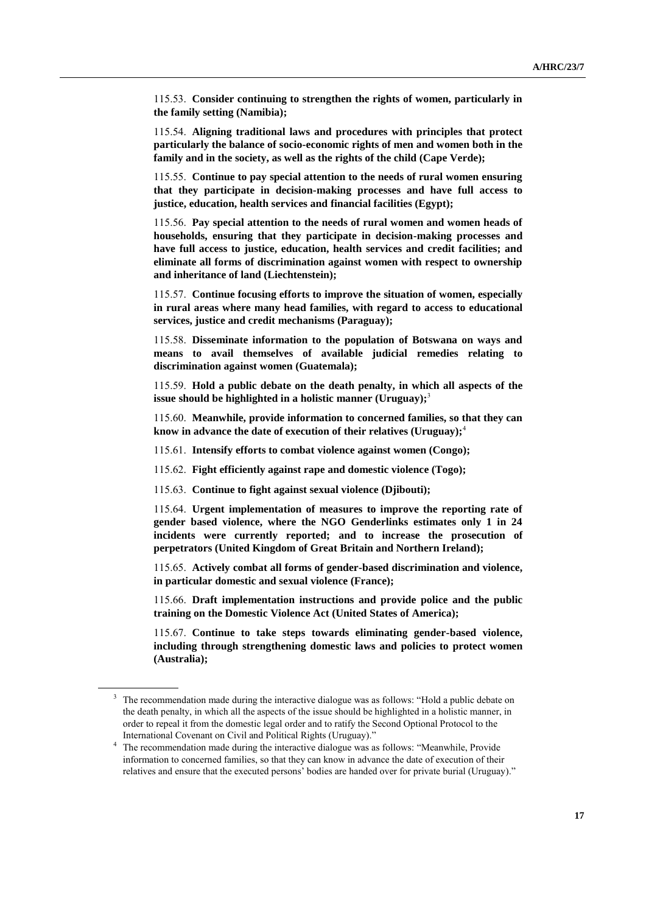115.53. **Consider continuing to strengthen the rights of women, particularly in the family setting (Namibia);**

115.54. **Aligning traditional laws and procedures with principles that protect particularly the balance of socio-economic rights of men and women both in the family and in the society, as well as the rights of the child (Cape Verde);**

115.55. **Continue to pay special attention to the needs of rural women ensuring that they participate in decision-making processes and have full access to justice, education, health services and financial facilities (Egypt);**

115.56. **Pay special attention to the needs of rural women and women heads of households, ensuring that they participate in decision-making processes and have full access to justice, education, health services and credit facilities; and eliminate all forms of discrimination against women with respect to ownership and inheritance of land (Liechtenstein);**

115.57. **Continue focusing efforts to improve the situation of women, especially in rural areas where many head families, with regard to access to educational services, justice and credit mechanisms (Paraguay);**

115.58. **Disseminate information to the population of Botswana on ways and means to avail themselves of available judicial remedies relating to discrimination against women (Guatemala);**

115.59. **Hold a public debate on the death penalty, in which all aspects of the issue should be highlighted in a holistic manner (Uruguay);**[3]

115.60. **Meanwhile, provide information to concerned families, so that they can know in advance the date of execution of their relatives (Uruguay);**[4]

115.61. **Intensify efforts to combat violence against women (Congo);**

115.62. **Fight efficiently against rape and domestic violence (Togo);**

115.63. **Continue to fight against sexual violence (Djibouti);**

115.64. **Urgent implementation of measures to improve the reporting rate of gender based violence, where the NGO Genderlinks estimates only 1 in 24 incidents were currently reported; and to increase the prosecution of perpetrators (United Kingdom of Great Britain and Northern Ireland);**

115.65. **Actively combat all forms of gender-based discrimination and violence, in particular domestic and sexual violence (France);**

115.66. **Draft implementation instructions and provide police and the public training on the Domestic Violence Act (United States of America);**

115.67. **Continue to take steps towards eliminating gender-based violence, including through strengthening domestic laws and policies to protect women (Australia);**

---

[3] The recommendation made during the interactive dialogue was as follows: "Hold a public debate on the death penalty, in which all the aspects of the issue should be highlighted in a holistic manner, in order to repeal it from the domestic legal order and to ratify the Second Optional Protocol to the International Covenant on Civil and Political Rights (Uruguay)."

[4] The recommendation made during the interactive dialogue was as follows: "Meanwhile, Provide information to concerned families, so that they can know in advance the date of execution of their relatives and ensure that the executed persons' bodies are handed over for private burial (Uruguay)."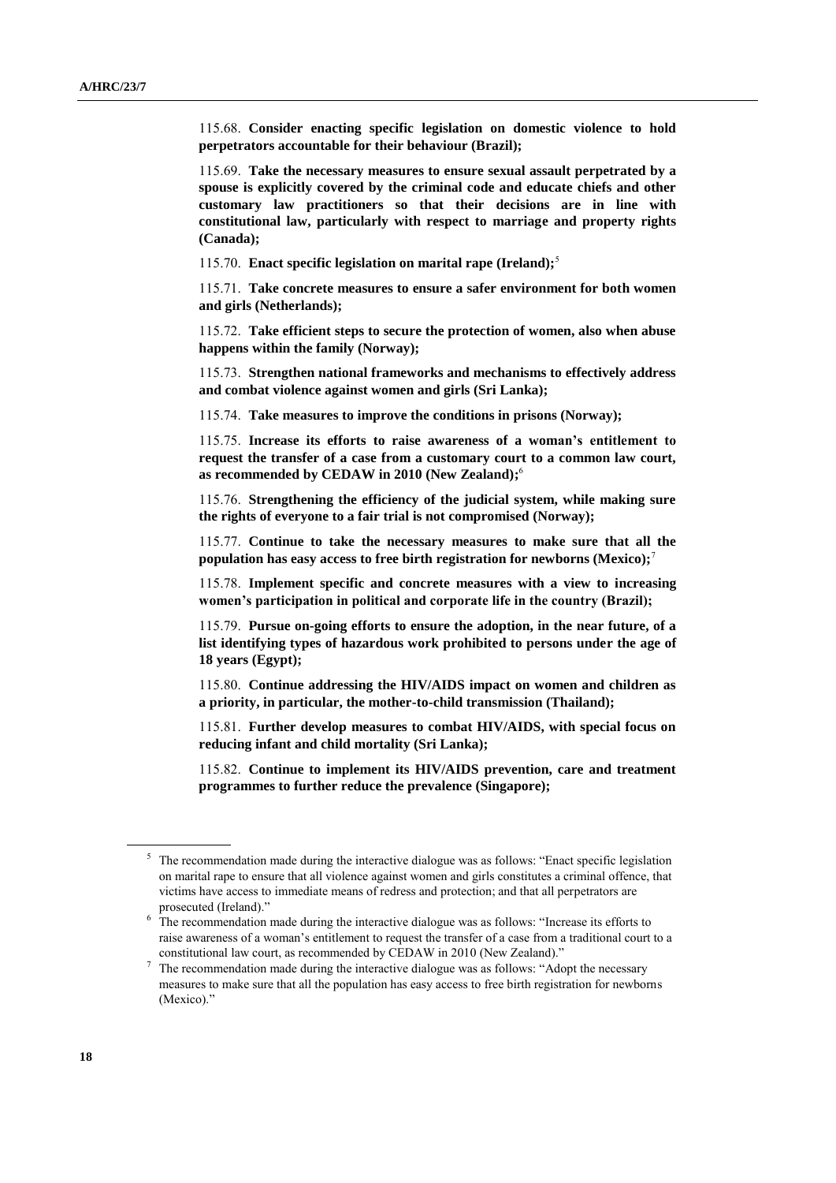115.68. **Consider enacting specific legislation on domestic violence to hold perpetrators accountable for their behaviour (Brazil);**

115.69. **Take the necessary measures to ensure sexual assault perpetrated by a spouse is explicitly covered by the criminal code and educate chiefs and other customary law practitioners so that their decisions are in line with constitutional law, particularly with respect to marriage and property rights (Canada);**

115.70. **Enact specific legislation on marital rape (Ireland);**[5]

115.71. **Take concrete measures to ensure a safer environment for both women and girls (Netherlands);**

115.72. **Take efficient steps to secure the protection of women, also when abuse happens within the family (Norway);**

115.73. **Strengthen national frameworks and mechanisms to effectively address and combat violence against women and girls (Sri Lanka);**

115.74. **Take measures to improve the conditions in prisons (Norway);**

115.75. **Increase its efforts to raise awareness of a woman's entitlement to request the transfer of a case from a customary court to a common law court, as recommended by CEDAW in 2010 (New Zealand);**[6]

115.76. **Strengthening the efficiency of the judicial system, while making sure the rights of everyone to a fair trial is not compromised (Norway);**

115.77. **Continue to take the necessary measures to make sure that all the population has easy access to free birth registration for newborns (Mexico);**[7]

115.78. **Implement specific and concrete measures with a view to increasing women's participation in political and corporate life in the country (Brazil);**

115.79. **Pursue on-going efforts to ensure the adoption, in the near future, of a list identifying types of hazardous work prohibited to persons under the age of 18 years (Egypt);**

115.80. **Continue addressing the HIV/AIDS impact on women and children as a priority, in particular, the mother-to-child transmission (Thailand);**

115.81. **Further develop measures to combat HIV/AIDS, with special focus on reducing infant and child mortality (Sri Lanka);**

115.82. **Continue to implement its HIV/AIDS prevention, care and treatment programmes to further reduce the prevalence (Singapore);**

---

[5] The recommendation made during the interactive dialogue was as follows: "Enact specific legislation on marital rape to ensure that all violence against women and girls constitutes a criminal offence, that victims have access to immediate means of redress and protection; and that all perpetrators are prosecuted (Ireland)."

[6] The recommendation made during the interactive dialogue was as follows: "Increase its efforts to raise awareness of a woman's entitlement to request the transfer of a case from a traditional court to a constitutional law court, as recommended by CEDAW in 2010 (New Zealand)."

[7] The recommendation made during the interactive dialogue was as follows: "Adopt the necessary measures to make sure that all the population has easy access to free birth registration for newborns (Mexico)."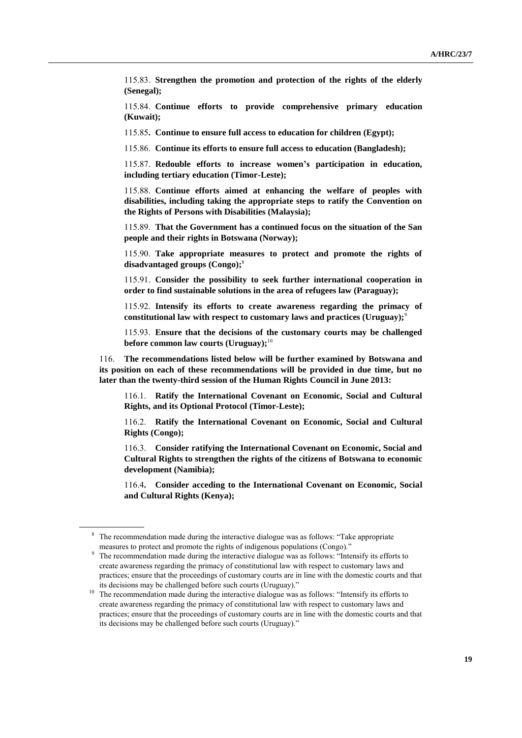115.83. **Strengthen the promotion and protection of the rights of the elderly (Senegal);**

115.84. **Continue efforts to provide comprehensive primary education (Kuwait);**

115.85**. Continue to ensure full access to education for children (Egypt);**

115.86. **Continue its efforts to ensure full access to education (Bangladesh);**

115.87. **Redouble efforts to increase women's participation in education, including tertiary education (Timor-Leste);**

115.88. **Continue efforts aimed at enhancing the welfare of peoples with disabilities, including taking the appropriate steps to ratify the Convention on the Rights of Persons with Disabilities (Malaysia);**

115.89. **That the Government has a continued focus on the situation of the San people and their rights in Botswana (Norway);**

115.90. **Take appropriate measures to protect and promote the rights of disadvantaged groups (Congo);**[8]

115.91. **Consider the possibility to seek further international cooperation in order to find sustainable solutions in the area of refugees law (Paraguay);**

115.92. **Intensify its efforts to create awareness regarding the primacy of constitutional law with respect to customary laws and practices (Uruguay);**[9]

115.93. **Ensure that the decisions of the customary courts may be challenged before common law courts (Uruguay);**[10]

116. **The recommendations listed below will be further examined by Botswana and its position on each of these recommendations will be provided in due time, but no later than the twenty-third session of the Human Rights Council in June 2013:**

116.1. **Ratify the International Covenant on Economic, Social and Cultural Rights, and its Optional Protocol (Timor-Leste);**

116.2. **Ratify the International Covenant on Economic, Social and Cultural Rights (Congo);**

116.3. **Consider ratifying the International Covenant on Economic, Social and Cultural Rights to strengthen the rights of the citizens of Botswana to economic development (Namibia);**

116.4**. Consider acceding to the International Covenant on Economic, Social and Cultural Rights (Kenya);**

---

[8] The recommendation made during the interactive dialogue was as follows: "Take appropriate measures to protect and promote the rights of indigenous populations (Congo)."

[9] The recommendation made during the interactive dialogue was as follows: "Intensify its efforts to create awareness regarding the primacy of constitutional law with respect to customary laws and practices; ensure that the proceedings of customary courts are in line with the domestic courts and that its decisions may be challenged before such courts (Uruguay)."

[10] The recommendation made during the interactive dialogue was as follows: "Intensify its efforts to create awareness regarding the primacy of constitutional law with respect to customary laws and practices; ensure that the proceedings of customary courts are in line with the domestic courts and that its decisions may be challenged before such courts (Uruguay)."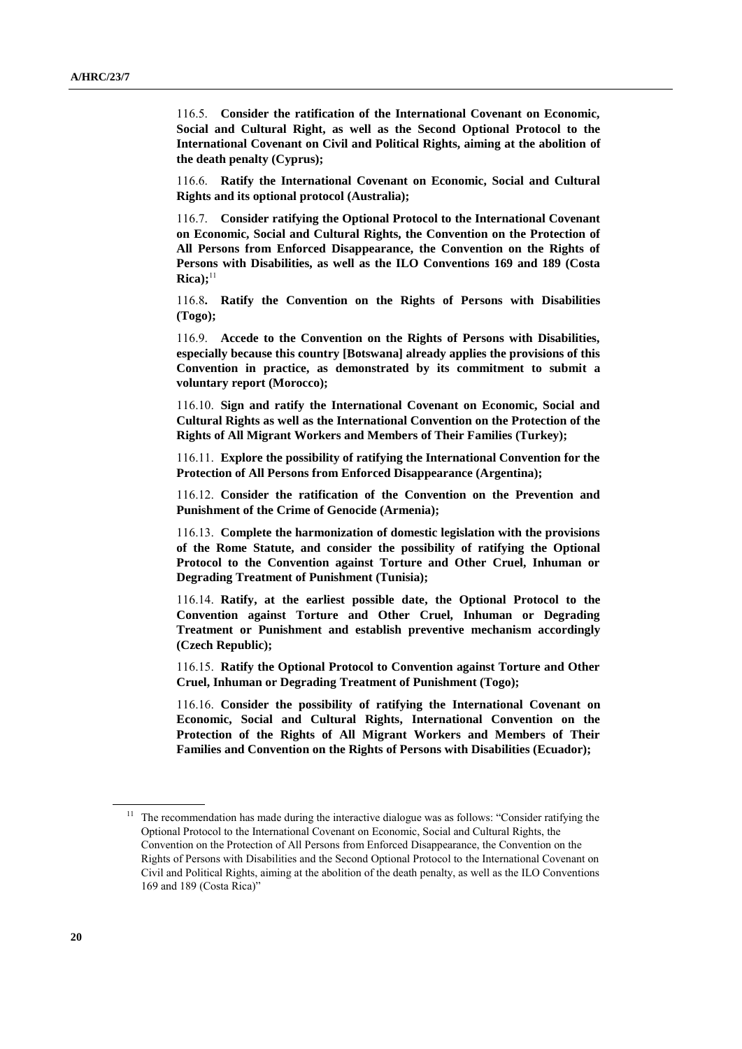116.5. **Consider the ratification of the International Covenant on Economic, Social and Cultural Right, as well as the Second Optional Protocol to the International Covenant on Civil and Political Rights, aiming at the abolition of the death penalty (Cyprus);**

116.6. **Ratify the International Covenant on Economic, Social and Cultural Rights and its optional protocol (Australia);**

116.7. **Consider ratifying the Optional Protocol to the International Covenant on Economic, Social and Cultural Rights, the Convention on the Protection of All Persons from Enforced Disappearance, the Convention on the Rights of Persons with Disabilities, as well as the ILO Conventions 169 and 189 (Costa Rica);**[11]

116.8**. Ratify the Convention on the Rights of Persons with Disabilities (Togo);**

116.9. **Accede to the Convention on the Rights of Persons with Disabilities, especially because this country [Botswana] already applies the provisions of this Convention in practice, as demonstrated by its commitment to submit a voluntary report (Morocco);**

116.10. **Sign and ratify the International Covenant on Economic, Social and Cultural Rights as well as the International Convention on the Protection of the Rights of All Migrant Workers and Members of Their Families (Turkey);**

116.11. **Explore the possibility of ratifying the International Convention for the Protection of All Persons from Enforced Disappearance (Argentina);**

116.12. **Consider the ratification of the Convention on the Prevention and Punishment of the Crime of Genocide (Armenia);**

116.13. **Complete the harmonization of domestic legislation with the provisions of the Rome Statute, and consider the possibility of ratifying the Optional Protocol to the Convention against Torture and Other Cruel, Inhuman or Degrading Treatment of Punishment (Tunisia);**

116.14. **Ratify, at the earliest possible date, the Optional Protocol to the Convention against Torture and Other Cruel, Inhuman or Degrading Treatment or Punishment and establish preventive mechanism accordingly (Czech Republic);**

116.15. **Ratify the Optional Protocol to Convention against Torture and Other Cruel, Inhuman or Degrading Treatment of Punishment (Togo);**

116.16. **Consider the possibility of ratifying the International Covenant on Economic, Social and Cultural Rights, International Convention on the Protection of the Rights of All Migrant Workers and Members of Their Families and Convention on the Rights of Persons with Disabilities (Ecuador);**

---

[11] The recommendation has made during the interactive dialogue was as follows: "Consider ratifying the Optional Protocol to the International Covenant on Economic, Social and Cultural Rights, the Convention on the Protection of All Persons from Enforced Disappearance, the Convention on the Rights of Persons with Disabilities and the Second Optional Protocol to the International Covenant on Civil and Political Rights, aiming at the abolition of the death penalty, as well as the ILO Conventions 169 and 189 (Costa Rica)"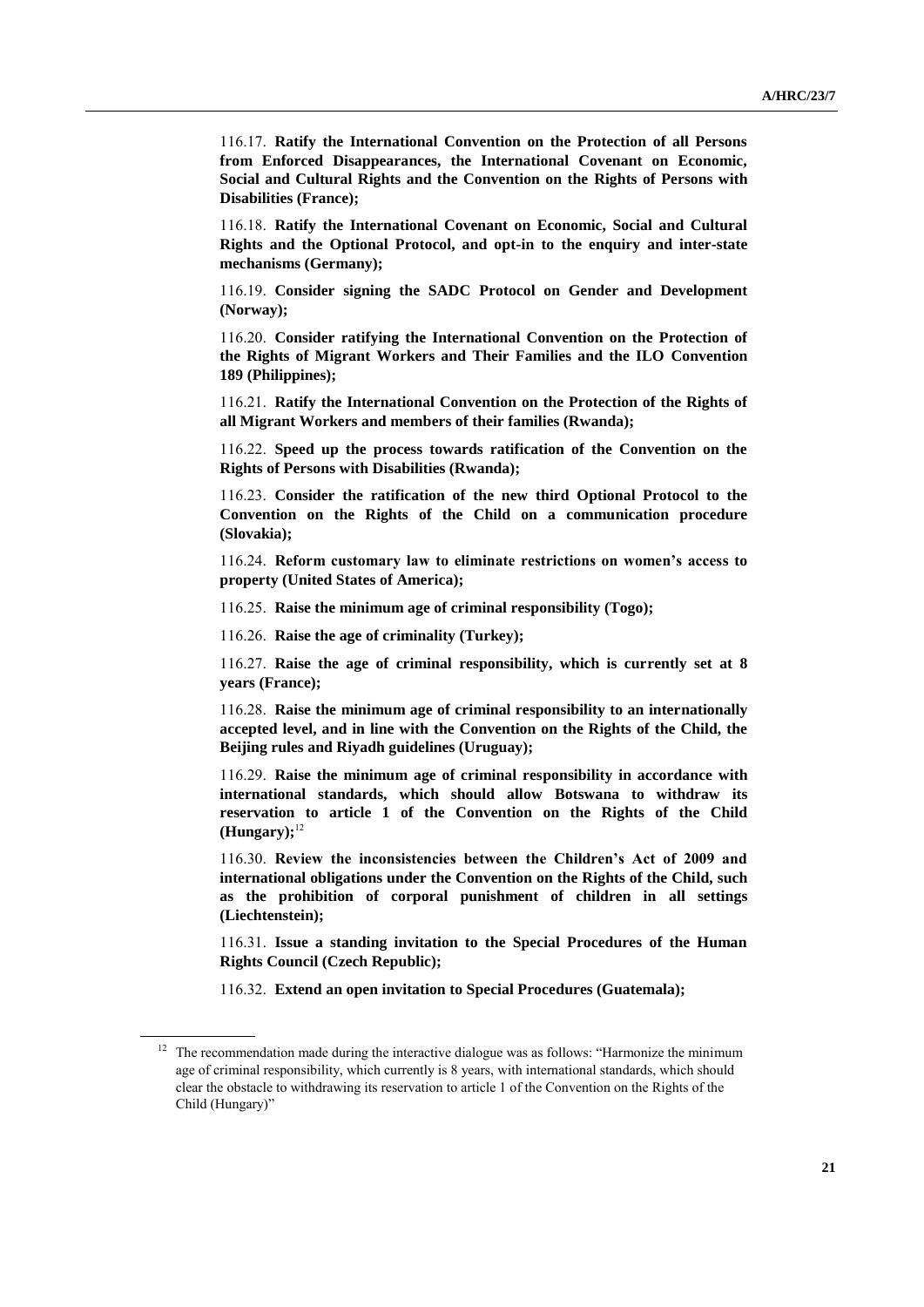116.17. **Ratify the International Convention on the Protection of all Persons from Enforced Disappearances, the International Covenant on Economic, Social and Cultural Rights and the Convention on the Rights of Persons with Disabilities (France);**

116.18. **Ratify the International Covenant on Economic, Social and Cultural Rights and the Optional Protocol, and opt-in to the enquiry and inter-state mechanisms (Germany);**

116.19. **Consider signing the SADC Protocol on Gender and Development (Norway);**

116.20. **Consider ratifying the International Convention on the Protection of the Rights of Migrant Workers and Their Families and the ILO Convention 189 (Philippines);**

116.21. **Ratify the International Convention on the Protection of the Rights of all Migrant Workers and members of their families (Rwanda);**

116.22. **Speed up the process towards ratification of the Convention on the Rights of Persons with Disabilities (Rwanda);**

116.23. **Consider the ratification of the new third Optional Protocol to the Convention on the Rights of the Child on a communication procedure (Slovakia);**

116.24. **Reform customary law to eliminate restrictions on women's access to property (United States of America);**

116.25. **Raise the minimum age of criminal responsibility (Togo);**

116.26. **Raise the age of criminality (Turkey);**

116.27. **Raise the age of criminal responsibility, which is currently set at 8 years (France);**

116.28. **Raise the minimum age of criminal responsibility to an internationally accepted level, and in line with the Convention on the Rights of the Child, the Beijing rules and Riyadh guidelines (Uruguay);**

116.29. **Raise the minimum age of criminal responsibility in accordance with international standards, which should allow Botswana to withdraw its reservation to article 1 of the Convention on the Rights of the Child (Hungary);**[12]

116.30. **Review the inconsistencies between the Children's Act of 2009 and international obligations under the Convention on the Rights of the Child, such as the prohibition of corporal punishment of children in all settings (Liechtenstein);**

116.31. **Issue a standing invitation to the Special Procedures of the Human Rights Council (Czech Republic);**

116.32. **Extend an open invitation to Special Procedures (Guatemala);**

---

[12] The recommendation made during the interactive dialogue was as follows: "Harmonize the minimum age of criminal responsibility, which currently is 8 years, with international standards, which should clear the obstacle to withdrawing its reservation to article 1 of the Convention on the Rights of the Child (Hungary)"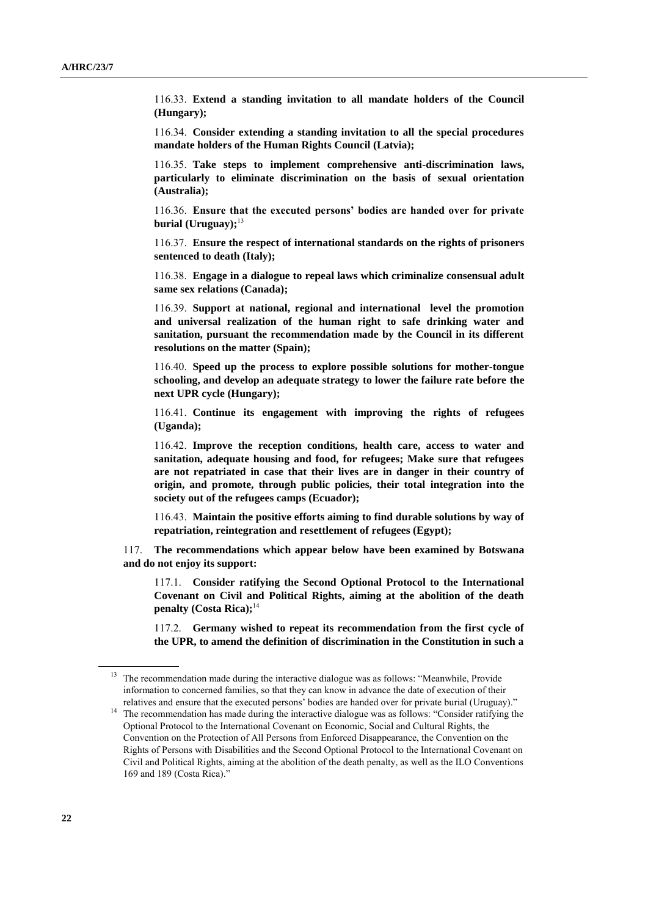116.33. **Extend a standing invitation to all mandate holders of the Council (Hungary);**

116.34. **Consider extending a standing invitation to all the special procedures mandate holders of the Human Rights Council (Latvia);**

116.35. **Take steps to implement comprehensive anti-discrimination laws, particularly to eliminate discrimination on the basis of sexual orientation (Australia);**

116.36. **Ensure that the executed persons' bodies are handed over for private burial (Uruguay);**[13]

116.37. **Ensure the respect of international standards on the rights of prisoners sentenced to death (Italy);**

116.38. **Engage in a dialogue to repeal laws which criminalize consensual adult same sex relations (Canada);**

116.39. **Support at national, regional and international level the promotion and universal realization of the human right to safe drinking water and sanitation, pursuant the recommendation made by the Council in its different resolutions on the matter (Spain);**

116.40. **Speed up the process to explore possible solutions for mother-tongue schooling, and develop an adequate strategy to lower the failure rate before the next UPR cycle (Hungary);**

116.41. **Continue its engagement with improving the rights of refugees (Uganda);**

116.42. **Improve the reception conditions, health care, access to water and sanitation, adequate housing and food, for refugees; Make sure that refugees are not repatriated in case that their lives are in danger in their country of origin, and promote, through public policies, their total integration into the society out of the refugees camps (Ecuador);**

116.43. **Maintain the positive efforts aiming to find durable solutions by way of repatriation, reintegration and resettlement of refugees (Egypt);**

117. **The recommendations which appear below have been examined by Botswana and do not enjoy its support:**

117.1. **Consider ratifying the Second Optional Protocol to the International Covenant on Civil and Political Rights, aiming at the abolition of the death penalty (Costa Rica);**[14]

117.2. **Germany wished to repeat its recommendation from the first cycle of the UPR, to amend the definition of discrimination in the Constitution in such a**

---

[13] The recommendation made during the interactive dialogue was as follows: "Meanwhile, Provide information to concerned families, so that they can know in advance the date of execution of their relatives and ensure that the executed persons' bodies are handed over for private burial (Uruguay)."

[14] The recommendation has made during the interactive dialogue was as follows: "Consider ratifying the Optional Protocol to the International Covenant on Economic, Social and Cultural Rights, the Convention on the Protection of All Persons from Enforced Disappearance, the Convention on the Rights of Persons with Disabilities and the Second Optional Protocol to the International Covenant on Civil and Political Rights, aiming at the abolition of the death penalty, as well as the ILO Conventions 169 and 189 (Costa Rica)."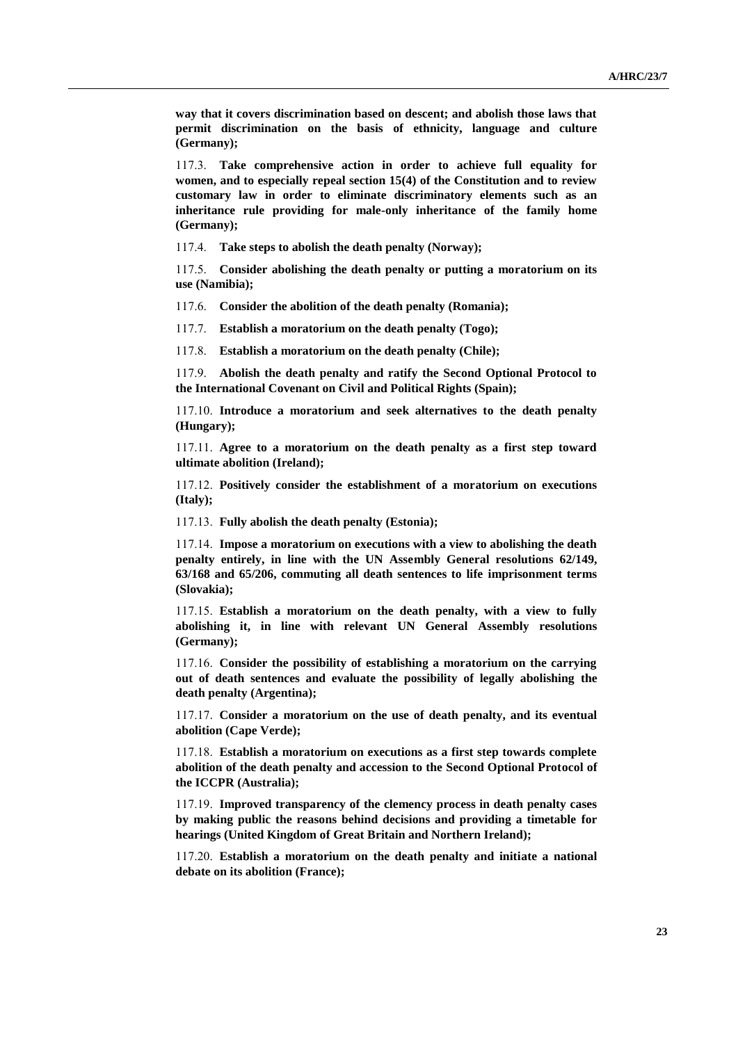**way that it covers discrimination based on descent; and abolish those laws that permit discrimination on the basis of ethnicity, language and culture (Germany);**

117.3. **Take comprehensive action in order to achieve full equality for women, and to especially repeal section 15(4) of the Constitution and to review customary law in order to eliminate discriminatory elements such as an inheritance rule providing for male-only inheritance of the family home (Germany);**

117.4. **Take steps to abolish the death penalty (Norway);**

117.5. **Consider abolishing the death penalty or putting a moratorium on its use (Namibia);**

117.6. **Consider the abolition of the death penalty (Romania);**

117.7. **Establish a moratorium on the death penalty (Togo);**

117.8. **Establish a moratorium on the death penalty (Chile);**

117.9. **Abolish the death penalty and ratify the Second Optional Protocol to the International Covenant on Civil and Political Rights (Spain);**

117.10. **Introduce a moratorium and seek alternatives to the death penalty (Hungary);**

117.11. **Agree to a moratorium on the death penalty as a first step toward ultimate abolition (Ireland);**

117.12. **Positively consider the establishment of a moratorium on executions (Italy);**

117.13. **Fully abolish the death penalty (Estonia);**

117.14. **Impose a moratorium on executions with a view to abolishing the death penalty entirely, in line with the UN Assembly General resolutions 62/149, 63/168 and 65/206, commuting all death sentences to life imprisonment terms (Slovakia);**

117.15. **Establish a moratorium on the death penalty, with a view to fully abolishing it, in line with relevant UN General Assembly resolutions (Germany);**

117.16. **Consider the possibility of establishing a moratorium on the carrying out of death sentences and evaluate the possibility of legally abolishing the death penalty (Argentina);**

117.17. **Consider a moratorium on the use of death penalty, and its eventual abolition (Cape Verde);**

117.18. **Establish a moratorium on executions as a first step towards complete abolition of the death penalty and accession to the Second Optional Protocol of the ICCPR (Australia);**

117.19. **Improved transparency of the clemency process in death penalty cases by making public the reasons behind decisions and providing a timetable for hearings (United Kingdom of Great Britain and Northern Ireland);**

117.20. **Establish a moratorium on the death penalty and initiate a national debate on its abolition (France);**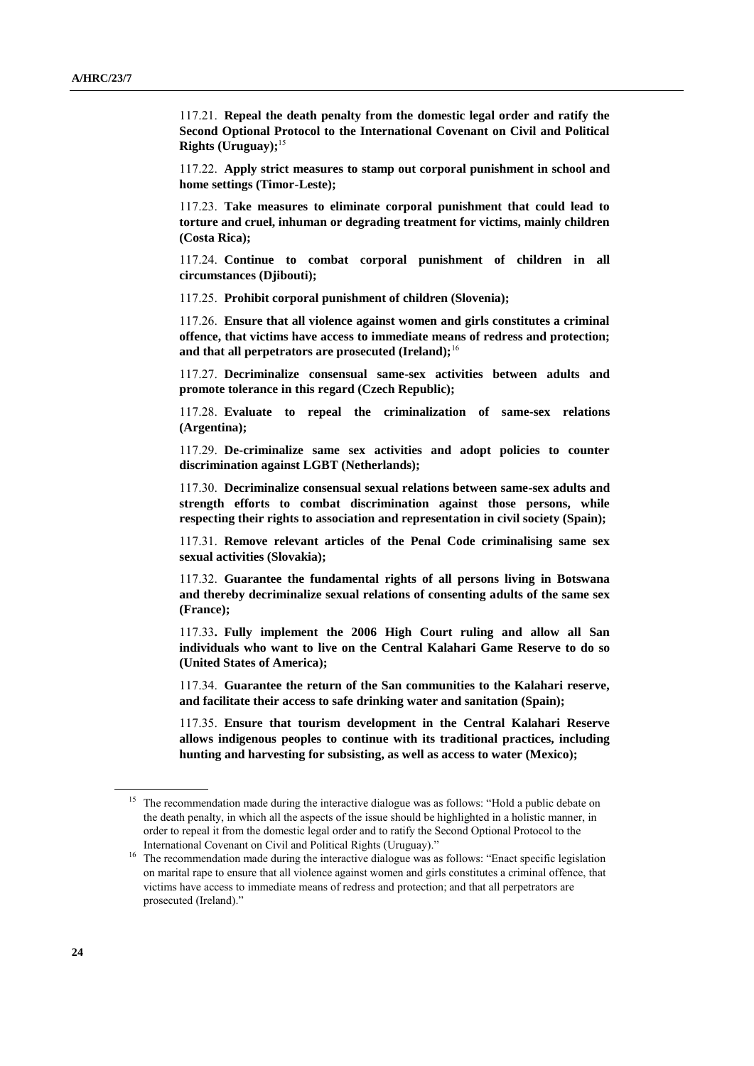117.21. **Repeal the death penalty from the domestic legal order and ratify the Second Optional Protocol to the International Covenant on Civil and Political Rights (Uruguay);**[15]

117.22. **Apply strict measures to stamp out corporal punishment in school and home settings (Timor-Leste);**

117.23. **Take measures to eliminate corporal punishment that could lead to torture and cruel, inhuman or degrading treatment for victims, mainly children (Costa Rica);**

117.24. **Continue to combat corporal punishment of children in all circumstances (Djibouti);**

117.25. **Prohibit corporal punishment of children (Slovenia);**

117.26. **Ensure that all violence against women and girls constitutes a criminal offence, that victims have access to immediate means of redress and protection; and that all perpetrators are prosecuted (Ireland);**[16]

117.27. **Decriminalize consensual same-sex activities between adults and promote tolerance in this regard (Czech Republic);**

117.28. **Evaluate to repeal the criminalization of same-sex relations (Argentina);**

117.29. **De-criminalize same sex activities and adopt policies to counter discrimination against LGBT (Netherlands);**

117.30. **Decriminalize consensual sexual relations between same-sex adults and strength efforts to combat discrimination against those persons, while respecting their rights to association and representation in civil society (Spain);**

117.31. **Remove relevant articles of the Penal Code criminalising same sex sexual activities (Slovakia);**

117.32. **Guarantee the fundamental rights of all persons living in Botswana and thereby decriminalize sexual relations of consenting adults of the same sex (France);**

117.33**. Fully implement the 2006 High Court ruling and allow all San individuals who want to live on the Central Kalahari Game Reserve to do so (United States of America);**

117.34. **Guarantee the return of the San communities to the Kalahari reserve, and facilitate their access to safe drinking water and sanitation (Spain);**

117.35. **Ensure that tourism development in the Central Kalahari Reserve allows indigenous peoples to continue with its traditional practices, including hunting and harvesting for subsisting, as well as access to water (Mexico);**

---

[15] The recommendation made during the interactive dialogue was as follows: "Hold a public debate on the death penalty, in which all the aspects of the issue should be highlighted in a holistic manner, in order to repeal it from the domestic legal order and to ratify the Second Optional Protocol to the International Covenant on Civil and Political Rights (Uruguay)."

[16] The recommendation made during the interactive dialogue was as follows: "Enact specific legislation on marital rape to ensure that all violence against women and girls constitutes a criminal offence, that victims have access to immediate means of redress and protection; and that all perpetrators are prosecuted (Ireland)."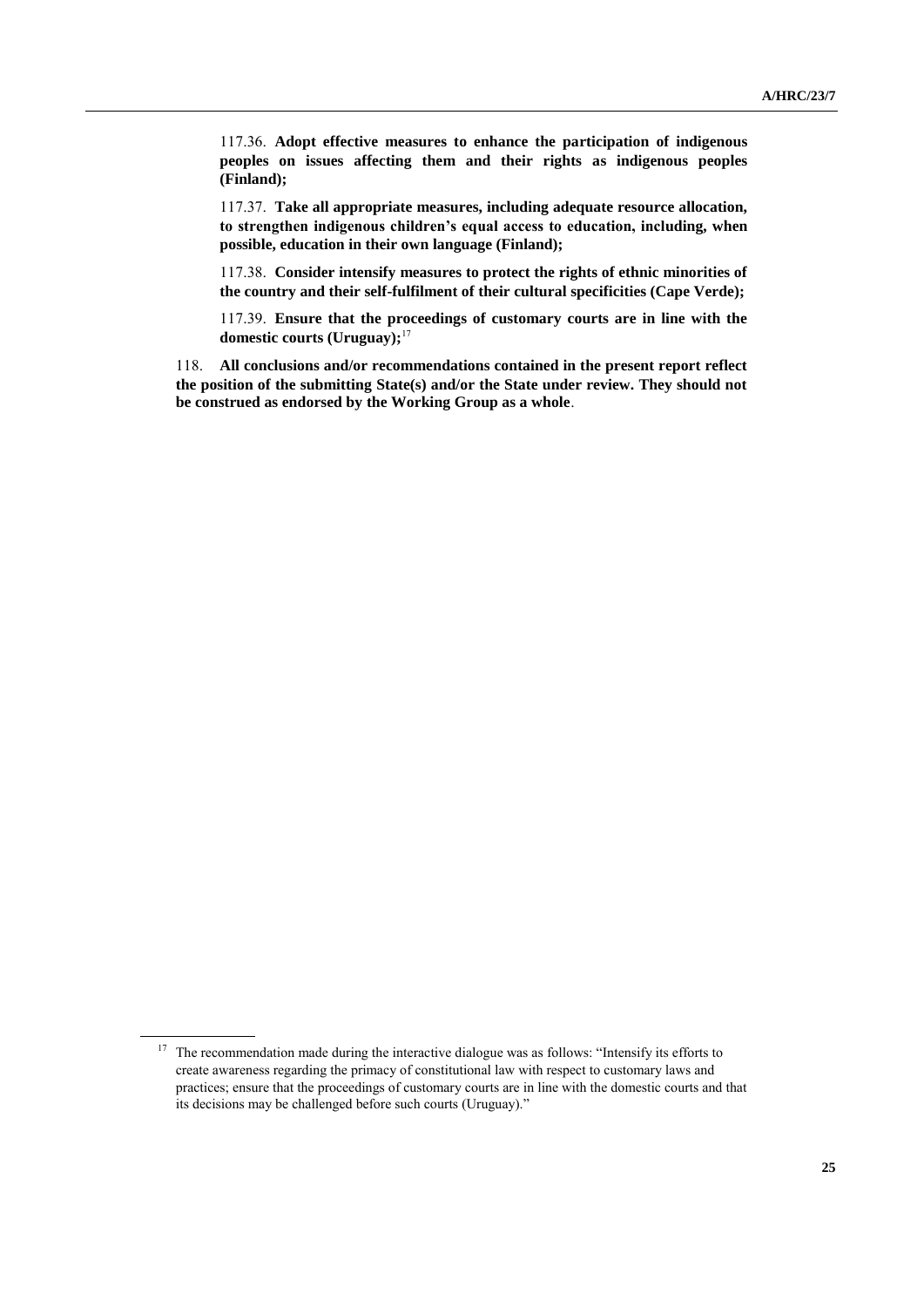117.36. **Adopt effective measures to enhance the participation of indigenous peoples on issues affecting them and their rights as indigenous peoples (Finland);**

117.37. **Take all appropriate measures, including adequate resource allocation, to strengthen indigenous children's equal access to education, including, when possible, education in their own language (Finland);**

117.38. **Consider intensify measures to protect the rights of ethnic minorities of the country and their self-fulfilment of their cultural specificities (Cape Verde);**

117.39. **Ensure that the proceedings of customary courts are in line with the domestic courts (Uruguay);**[17]

118. **All conclusions and/or recommendations contained in the present report reflect the position of the submitting State(s) and/or the State under review. They should not be construed as endorsed by the Working Group as a whole**.

---

[17] The recommendation made during the interactive dialogue was as follows: "Intensify its efforts to create awareness regarding the primacy of constitutional law with respect to customary laws and practices; ensure that the proceedings of customary courts are in line with the domestic courts and that its decisions may be challenged before such courts (Uruguay)."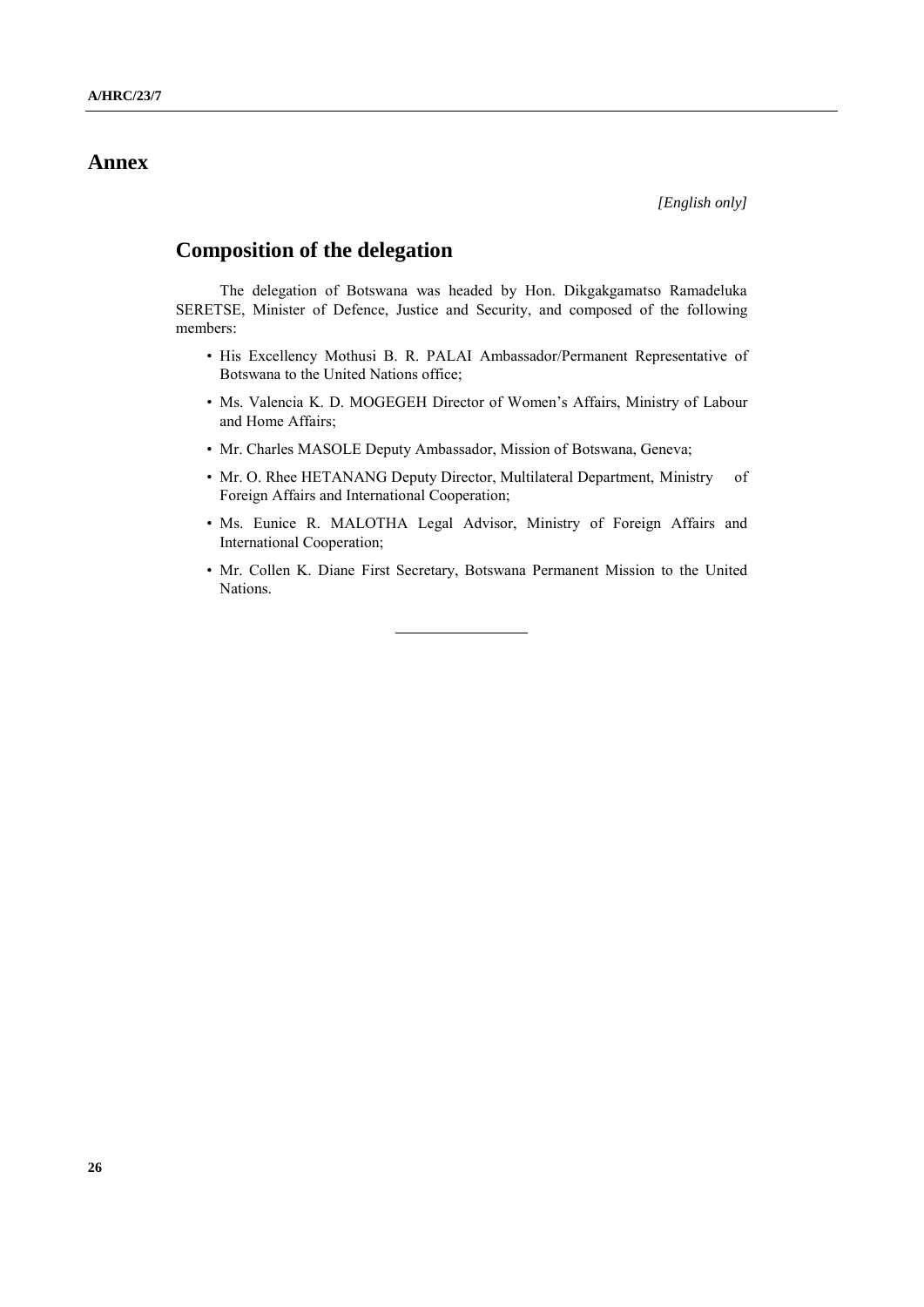# Annex

*[English only]*

## Composition of the delegation

The delegation of Botswana was headed by Hon. Dikgakgamatso Ramadeluka SERETSE, Minister of Defence, Justice and Security, and composed of the following members:

- His Excellency Mothusi B. R. PALAI Ambassador/Permanent Representative of Botswana to the United Nations office;
- Ms. Valencia K. D. MOGEGEH Director of Women's Affairs, Ministry of Labour and Home Affairs;
- Mr. Charles MASOLE Deputy Ambassador, Mission of Botswana, Geneva;
- Mr. O. Rhee HETANANG Deputy Director, Multilateral Department, Ministry of Foreign Affairs and International Cooperation;
- Ms. Eunice R. MALOTHA Legal Advisor, Ministry of Foreign Affairs and International Cooperation;
- Mr. Collen K. Diane First Secretary, Botswana Permanent Mission to the United Nations.